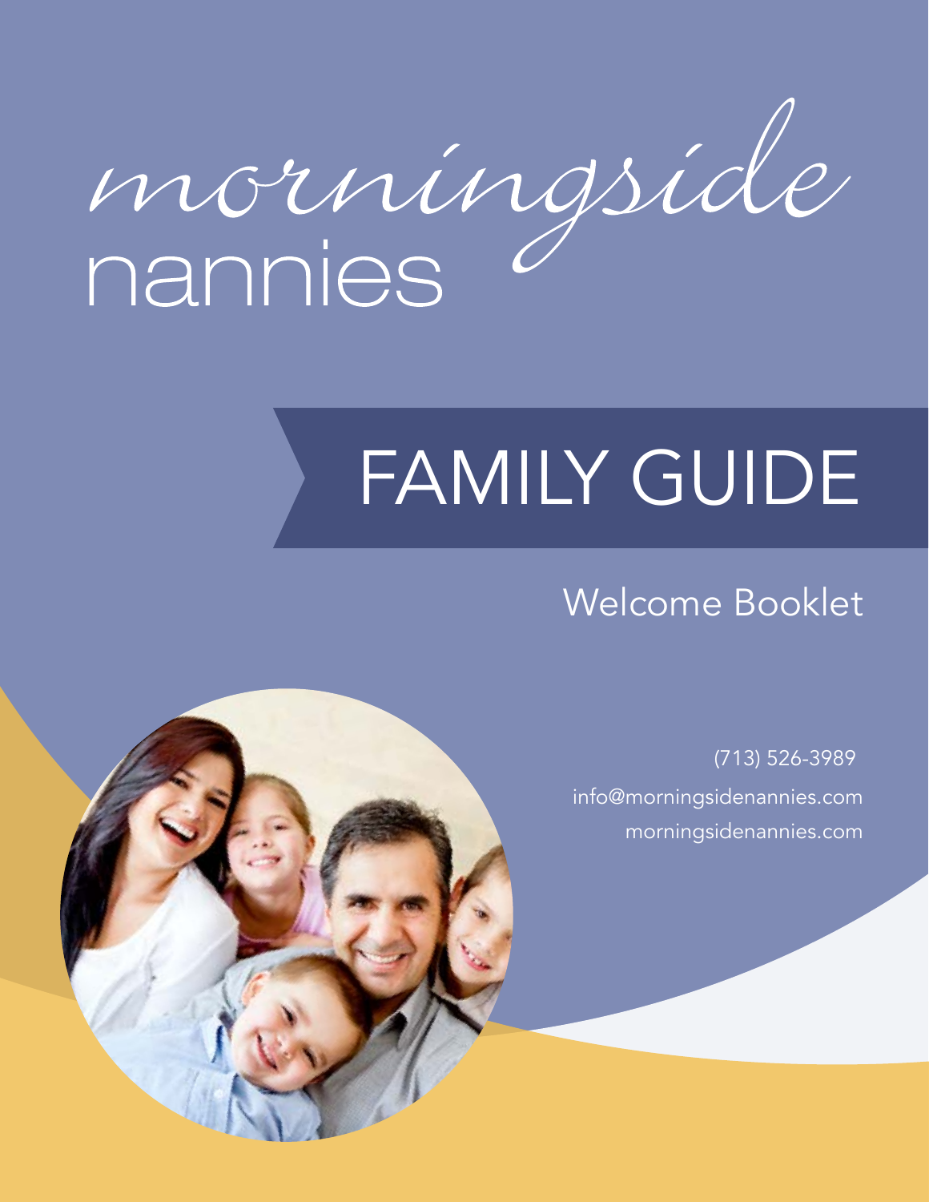# morningside nannies

# FAMILY GUIDE

## Welcome Booklet

(713) 526-3989
info@morningsidenannies.com
morningsidenannies.com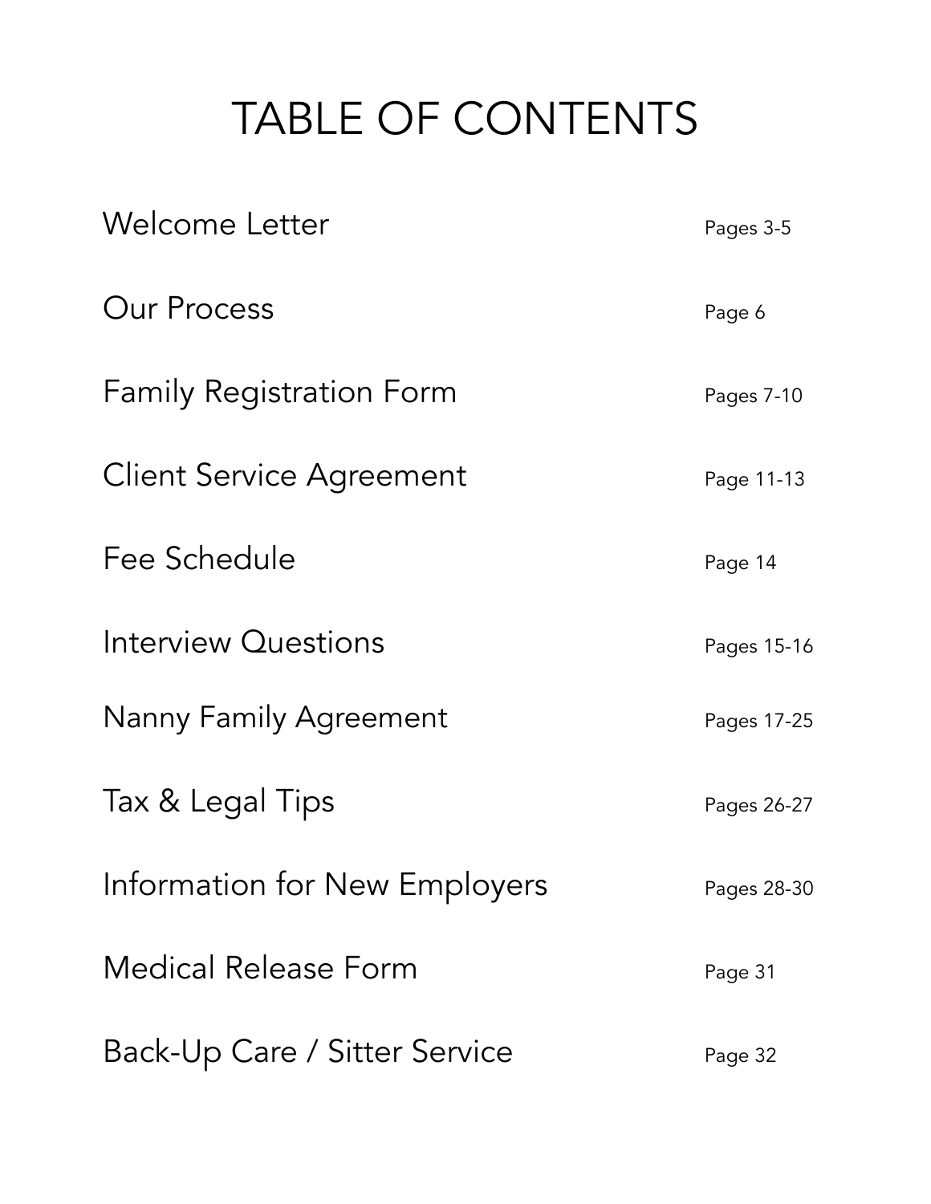# TABLE OF CONTENTS

| | |
|---|---|
| Welcome Letter | Pages 3-5 |
| Our Process | Page 6 |
| Family Registration Form | Pages 7-10 |
| Client Service Agreement | Page 11-13 |
| Fee Schedule | Page 14 |
| Interview Questions | Pages 15-16 |
| Nanny Family Agreement | Pages 17-25 |
| Tax & Legal Tips | Pages 26-27 |
| Information for New Employers | Pages 28-30 |
| Medical Release Form | Page 31 |
| Back-Up Care / Sitter Service | Page 32 |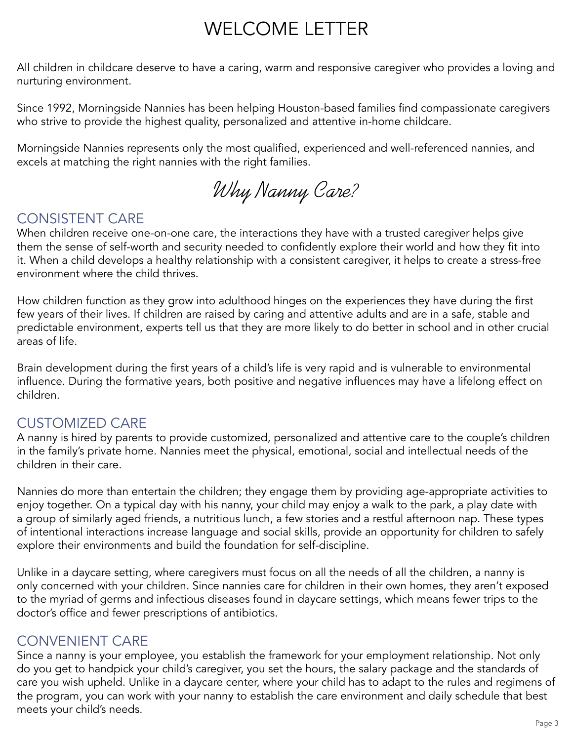# WELCOME LETTER

All children in childcare deserve to have a caring, warm and responsive caregiver who provides a loving and nurturing environment.

Since 1992, Morningside Nannies has been helping Houston-based families find compassionate caregivers who strive to provide the highest quality, personalized and attentive in-home childcare.

Morningside Nannies represents only the most qualified, experienced and well-referenced nannies, and excels at matching the right nannies with the right families.

## *Why Nanny Care?*

### CONSISTENT CARE

When children receive one-on-one care, the interactions they have with a trusted caregiver helps give them the sense of self-worth and security needed to confidently explore their world and how they fit into it. When a child develops a healthy relationship with a consistent caregiver, it helps to create a stress-free environment where the child thrives.

How children function as they grow into adulthood hinges on the experiences they have during the first few years of their lives. If children are raised by caring and attentive adults and are in a safe, stable and predictable environment, experts tell us that they are more likely to do better in school and in other crucial areas of life.

Brain development during the first years of a child's life is very rapid and is vulnerable to environmental influence. During the formative years, both positive and negative influences may have a lifelong effect on children.

### CUSTOMIZED CARE

A nanny is hired by parents to provide customized, personalized and attentive care to the couple's children in the family's private home. Nannies meet the physical, emotional, social and intellectual needs of the children in their care.

Nannies do more than entertain the children; they engage them by providing age-appropriate activities to enjoy together. On a typical day with his nanny, your child may enjoy a walk to the park, a play date with a group of similarly aged friends, a nutritious lunch, a few stories and a restful afternoon nap. These types of intentional interactions increase language and social skills, provide an opportunity for children to safely explore their environments and build the foundation for self-discipline.

Unlike in a daycare setting, where caregivers must focus on all the needs of all the children, a nanny is only concerned with your children. Since nannies care for children in their own homes, they aren't exposed to the myriad of germs and infectious diseases found in daycare settings, which means fewer trips to the doctor's office and fewer prescriptions of antibiotics.

### CONVENIENT CARE

Since a nanny is your employee, you establish the framework for your employment relationship. Not only do you get to handpick your child's caregiver, you set the hours, the salary package and the standards of care you wish upheld. Unlike in a daycare center, where your child has to adapt to the rules and regimens of the program, you can work with your nanny to establish the care environment and daily schedule that best meets your child's needs.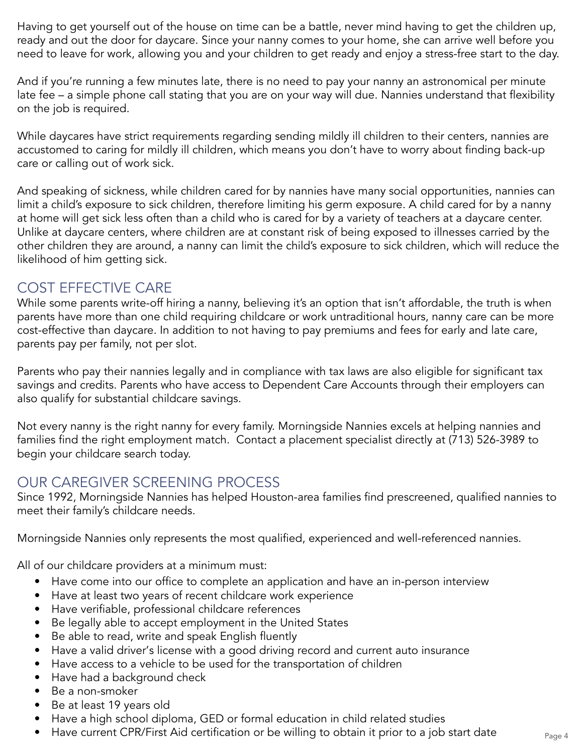Having to get yourself out of the house on time can be a battle, never mind having to get the children up, ready and out the door for daycare. Since your nanny comes to your home, she can arrive well before you need to leave for work, allowing you and your children to get ready and enjoy a stress-free start to the day.

And if you're running a few minutes late, there is no need to pay your nanny an astronomical per minute late fee – a simple phone call stating that you are on your way will due. Nannies understand that flexibility on the job is required.

While daycares have strict requirements regarding sending mildly ill children to their centers, nannies are accustomed to caring for mildly ill children, which means you don't have to worry about finding back-up care or calling out of work sick.

And speaking of sickness, while children cared for by nannies have many social opportunities, nannies can limit a child's exposure to sick children, therefore limiting his germ exposure. A child cared for by a nanny at home will get sick less often than a child who is cared for by a variety of teachers at a daycare center. Unlike at daycare centers, where children are at constant risk of being exposed to illnesses carried by the other children they are around, a nanny can limit the child's exposure to sick children, which will reduce the likelihood of him getting sick.

## COST EFFECTIVE CARE

While some parents write-off hiring a nanny, believing it's an option that isn't affordable, the truth is when parents have more than one child requiring childcare or work untraditional hours, nanny care can be more cost-effective than daycare. In addition to not having to pay premiums and fees for early and late care, parents pay per family, not per slot.

Parents who pay their nannies legally and in compliance with tax laws are also eligible for significant tax savings and credits. Parents who have access to Dependent Care Accounts through their employers can also qualify for substantial childcare savings.

Not every nanny is the right nanny for every family. Morningside Nannies excels at helping nannies and families find the right employment match. Contact a placement specialist directly at (713) 526-3989 to begin your childcare search today.

## OUR CAREGIVER SCREENING PROCESS

Since 1992, Morningside Nannies has helped Houston-area families find prescreened, qualified nannies to meet their family's childcare needs.

Morningside Nannies only represents the most qualified, experienced and well-referenced nannies.

All of our childcare providers at a minimum must:

- Have come into our office to complete an application and have an in-person interview
- Have at least two years of recent childcare work experience
- Have verifiable, professional childcare references
- Be legally able to accept employment in the United States
- Be able to read, write and speak English fluently
- Have a valid driver's license with a good driving record and current auto insurance
- Have access to a vehicle to be used for the transportation of children
- Have had a background check
- Be a non-smoker
- Be at least 19 years old
- Have a high school diploma, GED or formal education in child related studies
- Have current CPR/First Aid certification or be willing to obtain it prior to a job start date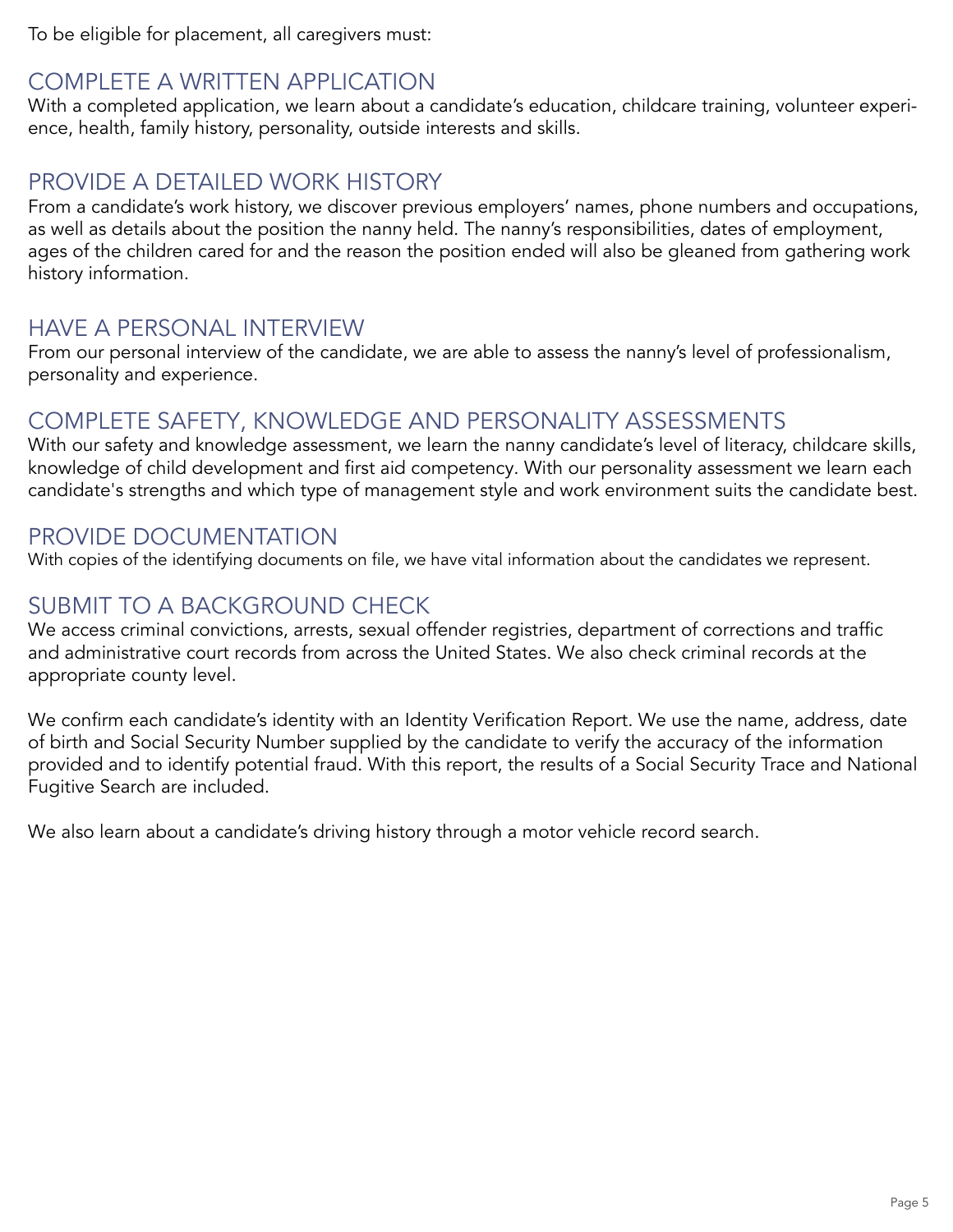To be eligible for placement, all caregivers must:

## COMPLETE A WRITTEN APPLICATION

With a completed application, we learn about a candidate's education, childcare training, volunteer experience, health, family history, personality, outside interests and skills.

## PROVIDE A DETAILED WORK HISTORY

From a candidate's work history, we discover previous employers' names, phone numbers and occupations, as well as details about the position the nanny held. The nanny's responsibilities, dates of employment, ages of the children cared for and the reason the position ended will also be gleaned from gathering work history information.

## HAVE A PERSONAL INTERVIEW

From our personal interview of the candidate, we are able to assess the nanny's level of professionalism, personality and experience.

## COMPLETE SAFETY, KNOWLEDGE AND PERSONALITY ASSESSMENTS

With our safety and knowledge assessment, we learn the nanny candidate's level of literacy, childcare skills, knowledge of child development and first aid competency. With our personality assessment we learn each candidate's strengths and which type of management style and work environment suits the candidate best.

## PROVIDE DOCUMENTATION

With copies of the identifying documents on file, we have vital information about the candidates we represent.

## SUBMIT TO A BACKGROUND CHECK

We access criminal convictions, arrests, sexual offender registries, department of corrections and traffic and administrative court records from across the United States. We also check criminal records at the appropriate county level.

We confirm each candidate's identity with an Identity Verification Report. We use the name, address, date of birth and Social Security Number supplied by the candidate to verify the accuracy of the information provided and to identify potential fraud. With this report, the results of a Social Security Trace and National Fugitive Search are included.

We also learn about a candidate's driving history through a motor vehicle record search.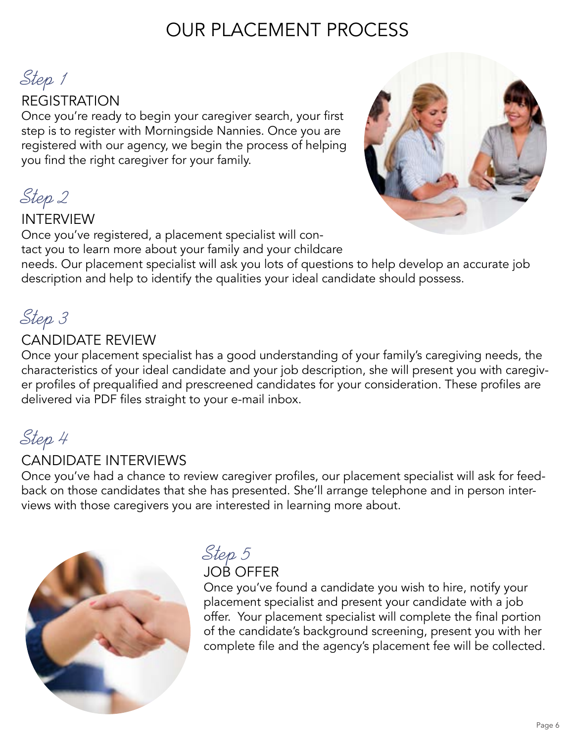# OUR PLACEMENT PROCESS

*Step 1*

## REGISTRATION

Once you're ready to begin your caregiver search, your first step is to register with Morningside Nannies. Once you are registered with our agency, we begin the process of helping you find the right caregiver for your family.

*Step 2*

## INTERVIEW

Once you've registered, a placement specialist will contact you to learn more about your family and your childcare needs. Our placement specialist will ask you lots of questions to help develop an accurate job description and help to identify the qualities your ideal candidate should possess.

*Step 3*

## CANDIDATE REVIEW

Once your placement specialist has a good understanding of your family's caregiving needs, the characteristics of your ideal candidate and your job description, she will present you with caregiver profiles of prequalified and prescreened candidates for your consideration. These profiles are delivered via PDF files straight to your e-mail inbox.

*Step 4*

## CANDIDATE INTERVIEWS

Once you've had a chance to review caregiver profiles, our placement specialist will ask for feedback on those candidates that she has presented. She'll arrange telephone and in person interviews with those caregivers you are interested in learning more about.

*Step 5*

## JOB OFFER

Once you've found a candidate you wish to hire, notify your placement specialist and present your candidate with a job offer. Your placement specialist will complete the final portion of the candidate's background screening, present you with her complete file and the agency's placement fee will be collected.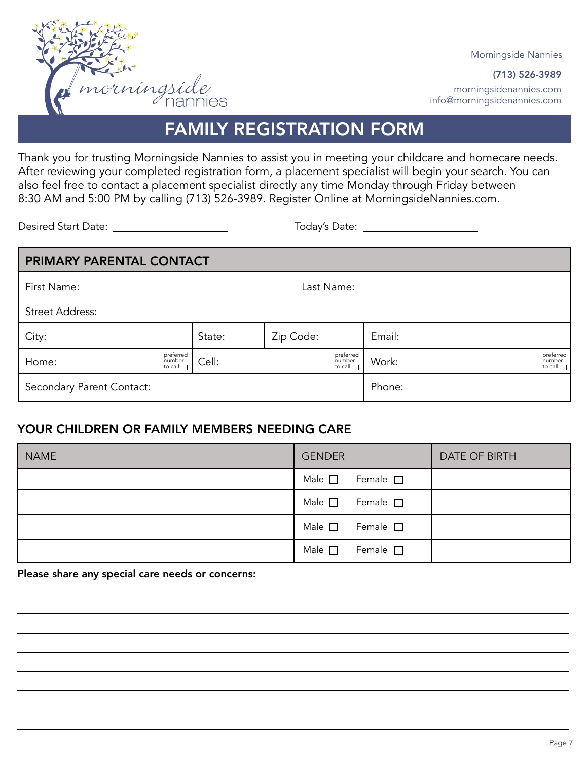Morningside Nannies

**(713) 526-3989**

morningsidenannies.com
info@morningsidenannies.com

# FAMILY REGISTRATION FORM

Thank you for trusting Morningside Nannies to assist you in meeting your childcare and homecare needs. After reviewing your completed registration form, a placement specialist will begin your search. You can also feel free to contact a placement specialist directly any time Monday through Friday between 8:30 AM and 5:00 PM by calling (713) 526-3989. Register Online at MorningsideNannies.com.

Desired Start Date: ____________________ Today's Date: ____________________

| PRIMARY PARENTAL CONTACT | | | |
|---|---|---|---|
| First Name: | | Last Name: | |
| Street Address: | | | |
| City: | State: | Zip Code: | Email: |
| Home: preferred number to call ☐ | Cell: | preferred number to call ☐ | Work: preferred number to call ☐ |
| Secondary Parent Contact: | | | Phone: |

## YOUR CHILDREN OR FAMILY MEMBERS NEEDING CARE

| NAME | GENDER | DATE OF BIRTH |
|---|---|---|
| | Male ☐ Female ☐ | |
| | Male ☐ Female ☐ | |
| | Male ☐ Female ☐ | |
| | Male ☐ Female ☐ | |

**Please share any special care needs or concerns:**

______________________________________________________________________________

______________________________________________________________________________

______________________________________________________________________________

______________________________________________________________________________

______________________________________________________________________________

______________________________________________________________________________

______________________________________________________________________________

______________________________________________________________________________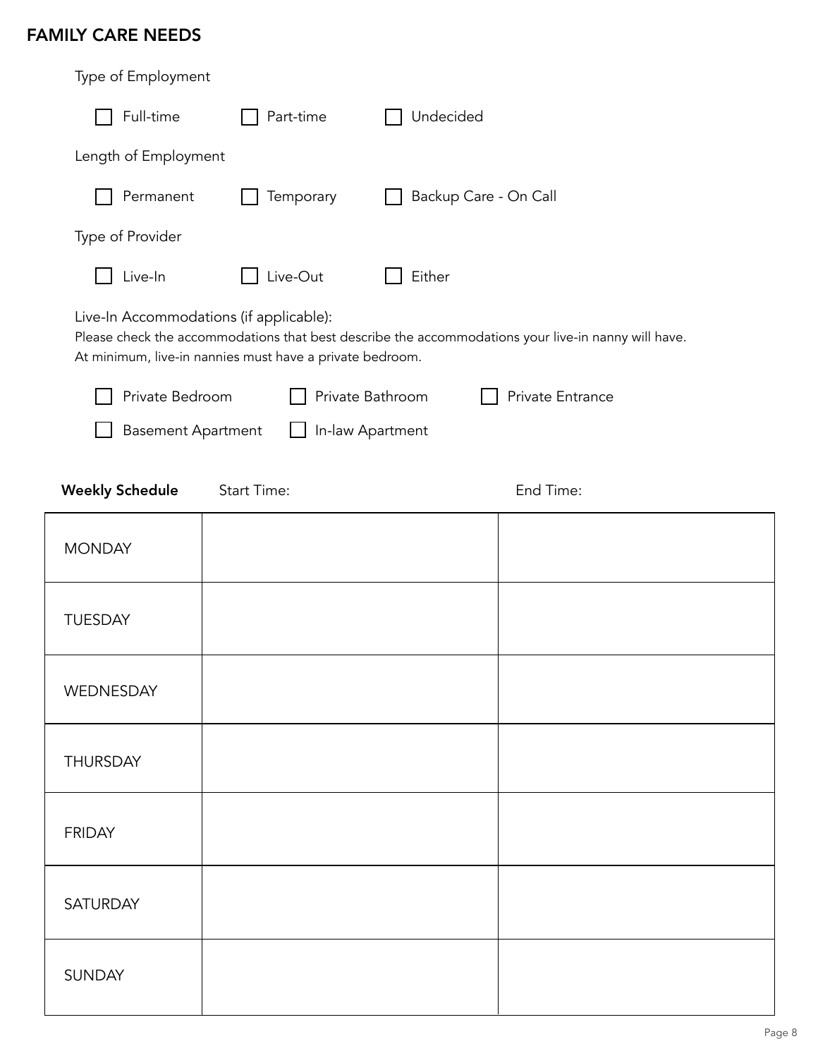## FAMILY CARE NEEDS

Type of Employment

- [ ] Full-time
- [ ] Part-time
- [ ] Undecided

Length of Employment

- [ ] Permanent
- [ ] Temporary
- [ ] Backup Care - On Call

Type of Provider

- [ ] Live-In
- [ ] Live-Out
- [ ] Either

Live-In Accommodations (if applicable):
Please check the accommodations that best describe the accommodations your live-in nanny will have.
At minimum, live-in nannies must have a private bedroom.

- [ ] Private Bedroom
- [ ] Private Bathroom
- [ ] Private Entrance
- [ ] Basement Apartment
- [ ] In-law Apartment

| **Weekly Schedule** | Start Time: | End Time: |
|---|---|---|
| MONDAY | | |
| TUESDAY | | |
| WEDNESDAY | | |
| THURSDAY | | |
| FRIDAY | | |
| SATURDAY | | |
| SUNDAY | | |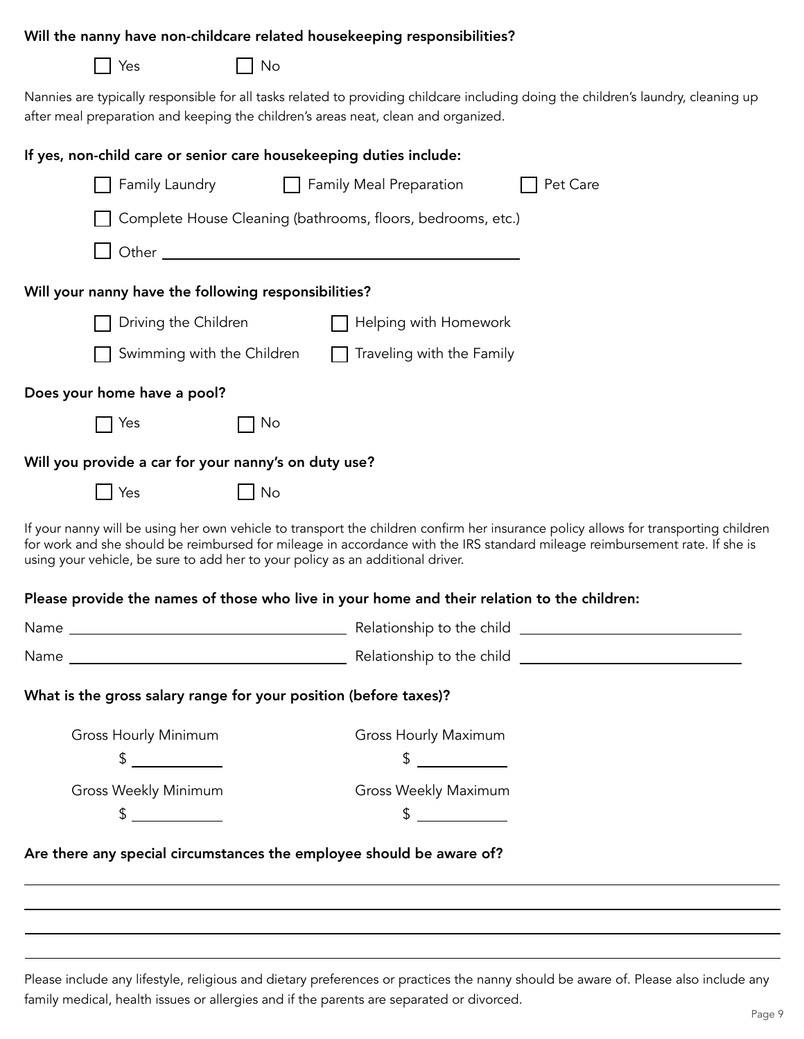**Will the nanny have non-childcare related housekeeping responsibilities?**

☐ Yes ☐ No

Nannies are typically responsible for all tasks related to providing childcare including doing the children's laundry, cleaning up after meal preparation and keeping the children's areas neat, clean and organized.

**If yes, non-child care or senior care housekeeping duties include:**

☐ Family Laundry ☐ Family Meal Preparation ☐ Pet Care

☐ Complete House Cleaning (bathrooms, floors, bedrooms, etc.)

☐ Other ________________________________

**Will your nanny have the following responsibilities?**

☐ Driving the Children ☐ Helping with Homework

☐ Swimming with the Children ☐ Traveling with the Family

**Does your home have a pool?**

☐ Yes ☐ No

**Will you provide a car for your nanny's on duty use?**

☐ Yes ☐ No

If your nanny will be using her own vehicle to transport the children confirm her insurance policy allows for transporting children for work and she should be reimbursed for mileage in accordance with the IRS standard mileage reimbursement rate. If she is using your vehicle, be sure to add her to your policy as an additional driver.

**Please provide the names of those who live in your home and their relation to the children:**

Name ________________________ Relationship to the child ________________________

Name ________________________ Relationship to the child ________________________

**What is the gross salary range for your position (before taxes)?**

| Gross Hourly Minimum | Gross Hourly Maximum |
| --- | --- |
| $ ________ | $ ________ |
| **Gross Weekly Minimum** | **Gross Weekly Maximum** |
| $ ________ | $ ________ |

**Are there any special circumstances the employee should be aware of?**

______________________________________________________________

______________________________________________________________

______________________________________________________________

______________________________________________________________

Please include any lifestyle, religious and dietary preferences or practices the nanny should be aware of. Please also include any family medical, health issues or allergies and if the parents are separated or divorced.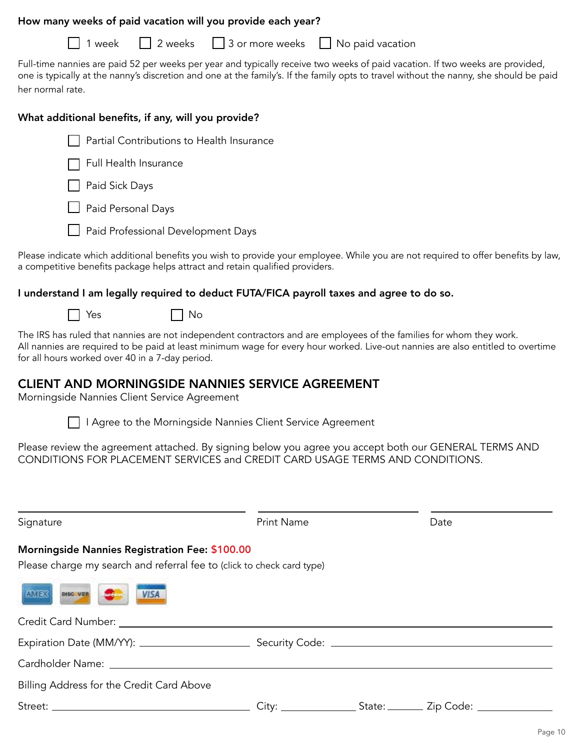**How many weeks of paid vacation will you provide each year?**

☐ 1 week ☐ 2 weeks ☐ 3 or more weeks ☐ No paid vacation

Full-time nannies are paid 52 per weeks per year and typically receive two weeks of paid vacation. If two weeks are provided, one is typically at the nanny's discretion and one at the family's. If the family opts to travel without the nanny, she should be paid her normal rate.

**What additional benefits, if any, will you provide?**

☐ Partial Contributions to Health Insurance

☐ Full Health Insurance

☐ Paid Sick Days

☐ Paid Personal Days

☐ Paid Professional Development Days

Please indicate which additional benefits you wish to provide your employee. While you are not required to offer benefits by law, a competitive benefits package helps attract and retain qualified providers.

**I understand I am legally required to deduct FUTA/FICA payroll taxes and agree to do so.**

☐ Yes ☐ No

The IRS has ruled that nannies are not independent contractors and are employees of the families for whom they work. All nannies are required to be paid at least minimum wage for every hour worked. Live-out nannies are also entitled to overtime for all hours worked over 40 in a 7-day period.

## CLIENT AND MORNINGSIDE NANNIES SERVICE AGREEMENT

Morningside Nannies Client Service Agreement

☐ I Agree to the Morningside Nannies Client Service Agreement

Please review the agreement attached. By signing below you agree you accept both our GENERAL TERMS AND CONDITIONS FOR PLACEMENT SERVICES and CREDIT CARD USAGE TERMS AND CONDITIONS.

Signature ______________________ Print Name ______________________ Date ______________

**Morningside Nannies Registration Fee: $100.00**

Please charge my search and referral fee to (click to check card type)

AMEX DISCOVER MasterCard VISA

Credit Card Number: ______________________________________________

Expiration Date (MM/YY): ______________ Security Code: ______________

Cardholder Name: ______________________________________________

Billing Address for the Credit Card Above

Street: ______________________ City: ______________ State: ________ Zip Code: ______________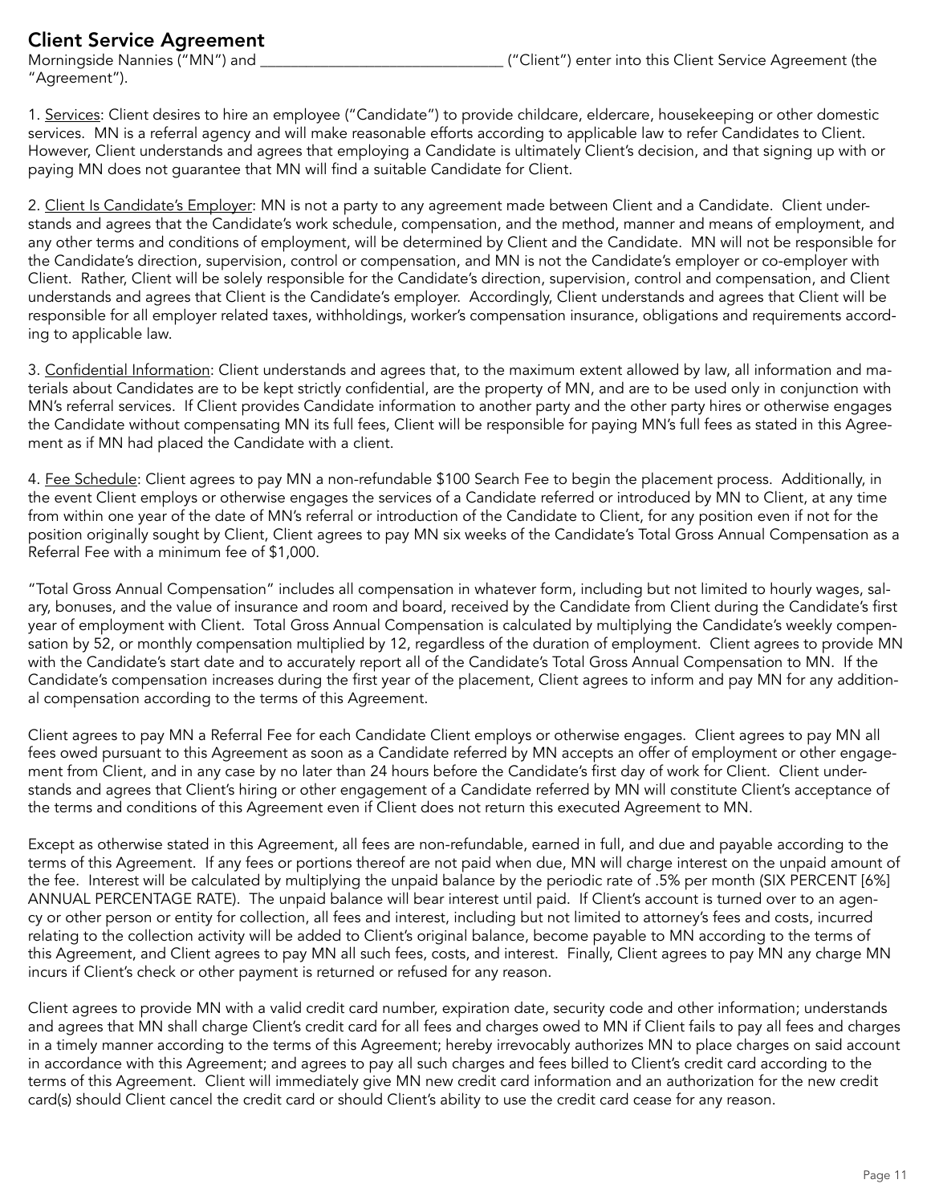## Client Service Agreement

Morningside Nannies ("MN") and _______________________________ ("Client") enter into this Client Service Agreement (the "Agreement").

1. Services: Client desires to hire an employee ("Candidate") to provide childcare, eldercare, housekeeping or other domestic services. MN is a referral agency and will make reasonable efforts according to applicable law to refer Candidates to Client. However, Client understands and agrees that employing a Candidate is ultimately Client's decision, and that signing up with or paying MN does not guarantee that MN will find a suitable Candidate for Client.

2. Client Is Candidate's Employer: MN is not a party to any agreement made between Client and a Candidate. Client understands and agrees that the Candidate's work schedule, compensation, and the method, manner and means of employment, and any other terms and conditions of employment, will be determined by Client and the Candidate. MN will not be responsible for the Candidate's direction, supervision, control or compensation, and MN is not the Candidate's employer or co-employer with Client. Rather, Client will be solely responsible for the Candidate's direction, supervision, control and compensation, and Client understands and agrees that Client is the Candidate's employer. Accordingly, Client understands and agrees that Client will be responsible for all employer related taxes, withholdings, worker's compensation insurance, obligations and requirements according to applicable law.

3. Confidential Information: Client understands and agrees that, to the maximum extent allowed by law, all information and materials about Candidates are to be kept strictly confidential, are the property of MN, and are to be used only in conjunction with MN's referral services. If Client provides Candidate information to another party and the other party hires or otherwise engages the Candidate without compensating MN its full fees, Client will be responsible for paying MN's full fees as stated in this Agreement as if MN had placed the Candidate with a client.

4. Fee Schedule: Client agrees to pay MN a non-refundable $100 Search Fee to begin the placement process. Additionally, in the event Client employs or otherwise engages the services of a Candidate referred or introduced by MN to Client, at any time from within one year of the date of MN's referral or introduction of the Candidate to Client, for any position even if not for the position originally sought by Client, Client agrees to pay MN six weeks of the Candidate's Total Gross Annual Compensation as a Referral Fee with a minimum fee of $1,000.

"Total Gross Annual Compensation" includes all compensation in whatever form, including but not limited to hourly wages, salary, bonuses, and the value of insurance and room and board, received by the Candidate from Client during the Candidate's first year of employment with Client. Total Gross Annual Compensation is calculated by multiplying the Candidate's weekly compensation by 52, or monthly compensation multiplied by 12, regardless of the duration of employment. Client agrees to provide MN with the Candidate's start date and to accurately report all of the Candidate's Total Gross Annual Compensation to MN. If the Candidate's compensation increases during the first year of the placement, Client agrees to inform and pay MN for any additional compensation according to the terms of this Agreement.

Client agrees to pay MN a Referral Fee for each Candidate Client employs or otherwise engages. Client agrees to pay MN all fees owed pursuant to this Agreement as soon as a Candidate referred by MN accepts an offer of employment or other engagement from Client, and in any case by no later than 24 hours before the Candidate's first day of work for Client. Client understands and agrees that Client's hiring or other engagement of a Candidate referred by MN will constitute Client's acceptance of the terms and conditions of this Agreement even if Client does not return this executed Agreement to MN.

Except as otherwise stated in this Agreement, all fees are non-refundable, earned in full, and due and payable according to the terms of this Agreement. If any fees or portions thereof are not paid when due, MN will charge interest on the unpaid amount of the fee. Interest will be calculated by multiplying the unpaid balance by the periodic rate of .5% per month (SIX PERCENT [6%] ANNUAL PERCENTAGE RATE). The unpaid balance will bear interest until paid. If Client's account is turned over to an agency or other person or entity for collection, all fees and interest, including but not limited to attorney's fees and costs, incurred relating to the collection activity will be added to Client's original balance, become payable to MN according to the terms of this Agreement, and Client agrees to pay MN all such fees, costs, and interest. Finally, Client agrees to pay MN any charge MN incurs if Client's check or other payment is returned or refused for any reason.

Client agrees to provide MN with a valid credit card number, expiration date, security code and other information; understands and agrees that MN shall charge Client's credit card for all fees and charges owed to MN if Client fails to pay all fees and charges in a timely manner according to the terms of this Agreement; hereby irrevocably authorizes MN to place charges on said account in accordance with this Agreement; and agrees to pay all such charges and fees billed to Client's credit card according to the terms of this Agreement. Client will immediately give MN new credit card information and an authorization for the new credit card(s) should Client cancel the credit card or should Client's ability to use the credit card cease for any reason.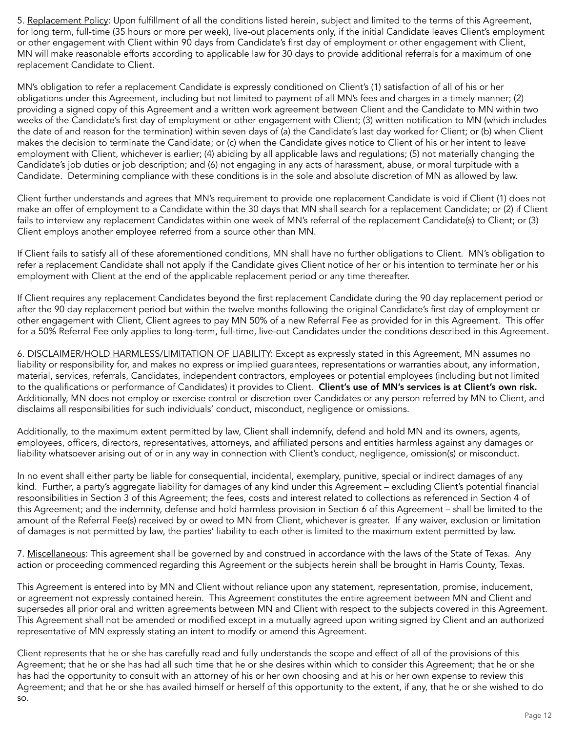5. Replacement Policy: Upon fulfillment of all the conditions listed herein, subject and limited to the terms of this Agreement, for long term, full-time (35 hours or more per week), live-out placements only, if the initial Candidate leaves Client's employment or other engagement with Client within 90 days from Candidate's first day of employment or other engagement with Client, MN will make reasonable efforts according to applicable law for 30 days to provide additional referrals for a maximum of one replacement Candidate to Client.

MN's obligation to refer a replacement Candidate is expressly conditioned on Client's (1) satisfaction of all of his or her obligations under this Agreement, including but not limited to payment of all MN's fees and charges in a timely manner; (2) providing a signed copy of this Agreement and a written work agreement between Client and the Candidate to MN within two weeks of the Candidate's first day of employment or other engagement with Client; (3) written notification to MN (which includes the date of and reason for the termination) within seven days of (a) the Candidate's last day worked for Client; or (b) when Client makes the decision to terminate the Candidate; or (c) when the Candidate gives notice to Client of his or her intent to leave employment with Client, whichever is earlier; (4) abiding by all applicable laws and regulations; (5) not materially changing the Candidate's job duties or job description; and (6) not engaging in any acts of harassment, abuse, or moral turpitude with a Candidate. Determining compliance with these conditions is in the sole and absolute discretion of MN as allowed by law.

Client further understands and agrees that MN's requirement to provide one replacement Candidate is void if Client (1) does not make an offer of employment to a Candidate within the 30 days that MN shall search for a replacement Candidate; or (2) if Client fails to interview any replacement Candidates within one week of MN's referral of the replacement Candidate(s) to Client; or (3) Client employs another employee referred from a source other than MN.

If Client fails to satisfy all of these aforementioned conditions, MN shall have no further obligations to Client. MN's obligation to refer a replacement Candidate shall not apply if the Candidate gives Client notice of her or his intention to terminate her or his employment with Client at the end of the applicable replacement period or any time thereafter.

If Client requires any replacement Candidates beyond the first replacement Candidate during the 90 day replacement period or after the 90 day replacement period but within the twelve months following the original Candidate's first day of employment or other engagement with Client, Client agrees to pay MN 50% of a new Referral Fee as provided for in this Agreement. This offer for a 50% Referral Fee only applies to long-term, full-time, live-out Candidates under the conditions described in this Agreement.

6. DISCLAIMER/HOLD HARMLESS/LIMITATION OF LIABILITY: Except as expressly stated in this Agreement, MN assumes no liability or responsibility for, and makes no express or implied guarantees, representations or warranties about, any information, material, services, referrals, Candidates, independent contractors, employees or potential employees (including but not limited to the qualifications or performance of Candidates) it provides to Client. **Client's use of MN's services is at Client's own risk.** Additionally, MN does not employ or exercise control or discretion over Candidates or any person referred by MN to Client, and disclaims all responsibilities for such individuals' conduct, misconduct, negligence or omissions.

Additionally, to the maximum extent permitted by law, Client shall indemnify, defend and hold MN and its owners, agents, employees, officers, directors, representatives, attorneys, and affiliated persons and entities harmless against any damages or liability whatsoever arising out of or in any way in connection with Client's conduct, negligence, omission(s) or misconduct.

In no event shall either party be liable for consequential, incidental, exemplary, punitive, special or indirect damages of any kind. Further, a party's aggregate liability for damages of any kind under this Agreement – excluding Client's potential financial responsibilities in Section 3 of this Agreement; the fees, costs and interest related to collections as referenced in Section 4 of this Agreement; and the indemnity, defense and hold harmless provision in Section 6 of this Agreement – shall be limited to the amount of the Referral Fee(s) received by or owed to MN from Client, whichever is greater. If any waiver, exclusion or limitation of damages is not permitted by law, the parties' liability to each other is limited to the maximum extent permitted by law.

7. Miscellaneous: This agreement shall be governed by and construed in accordance with the laws of the State of Texas. Any action or proceeding commenced regarding this Agreement or the subjects herein shall be brought in Harris County, Texas.

This Agreement is entered into by MN and Client without reliance upon any statement, representation, promise, inducement, or agreement not expressly contained herein. This Agreement constitutes the entire agreement between MN and Client and supersedes all prior oral and written agreements between MN and Client with respect to the subjects covered in this Agreement. This Agreement shall not be amended or modified except in a mutually agreed upon writing signed by Client and an authorized representative of MN expressly stating an intent to modify or amend this Agreement.

Client represents that he or she has carefully read and fully understands the scope and effect of all of the provisions of this Agreement; that he or she has had all such time that he or she desires within which to consider this Agreement; that he or she has had the opportunity to consult with an attorney of his or her own choosing and at his or her own expense to review this Agreement; and that he or she has availed himself or herself of this opportunity to the extent, if any, that he or she wished to do so.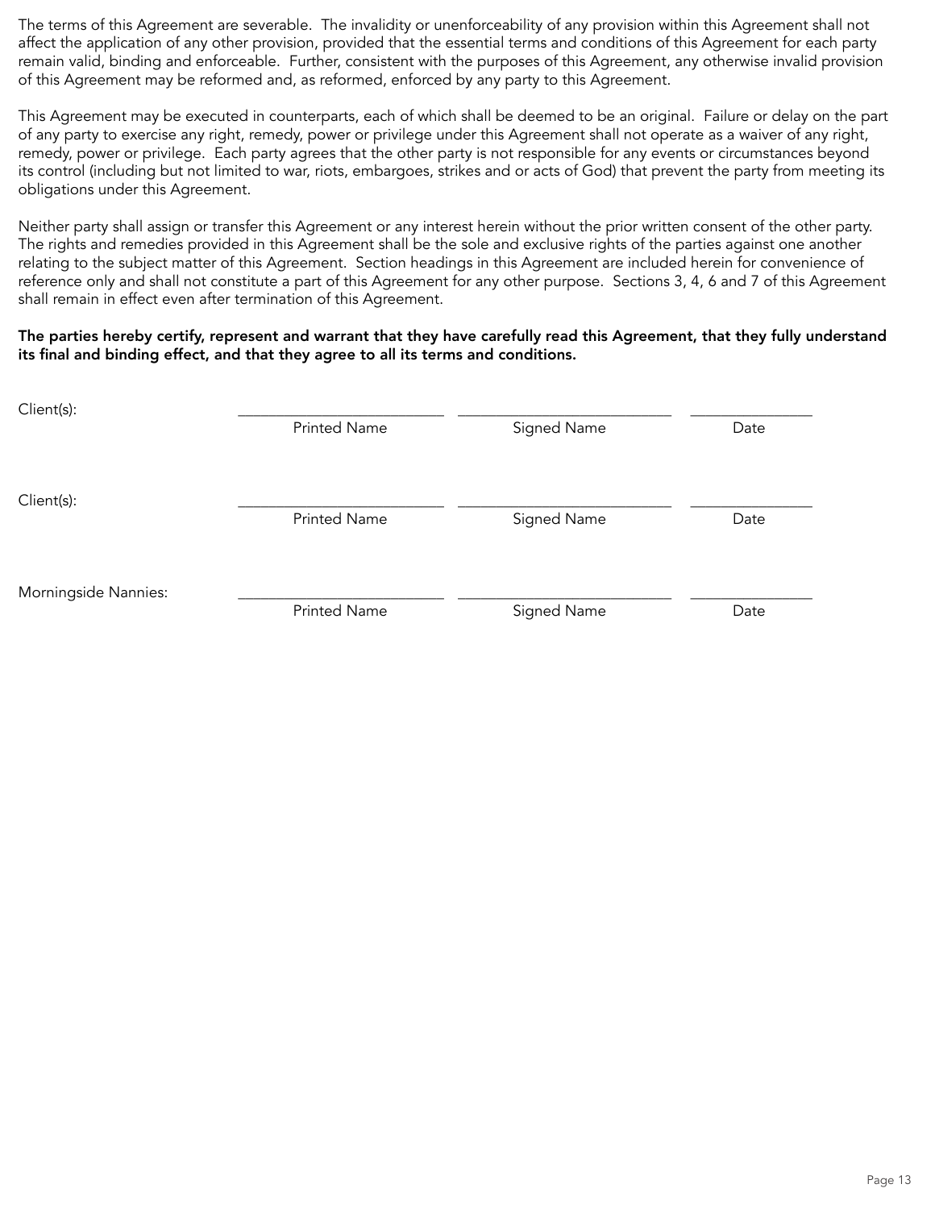The terms of this Agreement are severable. The invalidity or unenforceability of any provision within this Agreement shall not affect the application of any other provision, provided that the essential terms and conditions of this Agreement for each party remain valid, binding and enforceable. Further, consistent with the purposes of this Agreement, any otherwise invalid provision of this Agreement may be reformed and, as reformed, enforced by any party to this Agreement.

This Agreement may be executed in counterparts, each of which shall be deemed to be an original. Failure or delay on the part of any party to exercise any right, remedy, power or privilege under this Agreement shall not operate as a waiver of any right, remedy, power or privilege. Each party agrees that the other party is not responsible for any events or circumstances beyond its control (including but not limited to war, riots, embargoes, strikes and or acts of God) that prevent the party from meeting its obligations under this Agreement.

Neither party shall assign or transfer this Agreement or any interest herein without the prior written consent of the other party. The rights and remedies provided in this Agreement shall be the sole and exclusive rights of the parties against one another relating to the subject matter of this Agreement. Section headings in this Agreement are included herein for convenience of reference only and shall not constitute a part of this Agreement for any other purpose. Sections 3, 4, 6 and 7 of this Agreement shall remain in effect even after termination of this Agreement.

**The parties hereby certify, represent and warrant that they have carefully read this Agreement, that they fully understand its final and binding effect, and that they agree to all its terms and conditions.**

Client(s): ______________________ ______________________ ______________
Printed Name Signed Name Date

Client(s): ______________________ ______________________ ______________
Printed Name Signed Name Date

Morningside Nannies: ______________________ ______________________ ______________
Printed Name Signed Name Date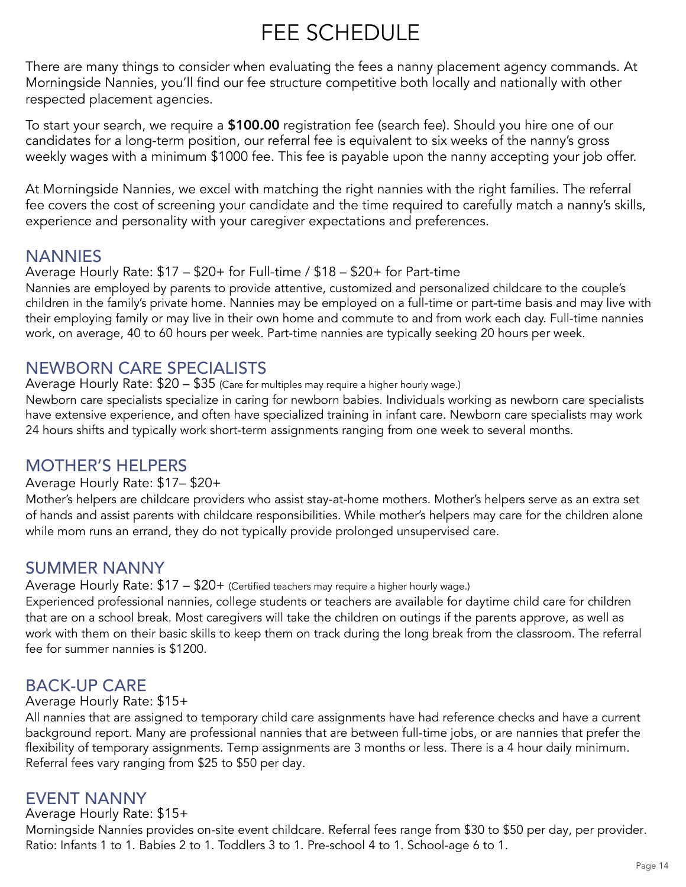# FEE SCHEDULE

There are many things to consider when evaluating the fees a nanny placement agency commands. At Morningside Nannies, you'll find our fee structure competitive both locally and nationally with other respected placement agencies.

To start your search, we require a **$100.00** registration fee (search fee). Should you hire one of our candidates for a long-term position, our referral fee is equivalent to six weeks of the nanny's gross weekly wages with a minimum $1000 fee. This fee is payable upon the nanny accepting your job offer.

At Morningside Nannies, we excel with matching the right nannies with the right families. The referral fee covers the cost of screening your candidate and the time required to carefully match a nanny's skills, experience and personality with your caregiver expectations and preferences.

## NANNIES

Average Hourly Rate: $17 – $20+ for Full-time / $18 – $20+ for Part-time

Nannies are employed by parents to provide attentive, customized and personalized childcare to the couple's children in the family's private home. Nannies may be employed on a full-time or part-time basis and may live with their employing family or may live in their own home and commute to and from work each day. Full-time nannies work, on average, 40 to 60 hours per week. Part-time nannies are typically seeking 20 hours per week.

## NEWBORN CARE SPECIALISTS

Average Hourly Rate: $20 – $35 (Care for multiples may require a higher hourly wage.)

Newborn care specialists specialize in caring for newborn babies. Individuals working as newborn care specialists have extensive experience, and often have specialized training in infant care. Newborn care specialists may work 24 hours shifts and typically work short-term assignments ranging from one week to several months.

## MOTHER'S HELPERS

Average Hourly Rate: $17– $20+

Mother's helpers are childcare providers who assist stay-at-home mothers. Mother's helpers serve as an extra set of hands and assist parents with childcare responsibilities. While mother's helpers may care for the children alone while mom runs an errand, they do not typically provide prolonged unsupervised care.

## SUMMER NANNY

Average Hourly Rate: $17 – $20+ (Certified teachers may require a higher hourly wage.)

Experienced professional nannies, college students or teachers are available for daytime child care for children that are on a school break. Most caregivers will take the children on outings if the parents approve, as well as work with them on their basic skills to keep them on track during the long break from the classroom. The referral fee for summer nannies is $1200.

## BACK-UP CARE

Average Hourly Rate: $15+

All nannies that are assigned to temporary child care assignments have had reference checks and have a current background report. Many are professional nannies that are between full-time jobs, or are nannies that prefer the flexibility of temporary assignments. Temp assignments are 3 months or less. There is a 4 hour daily minimum. Referral fees vary ranging from $25 to $50 per day.

## EVENT NANNY

Average Hourly Rate: $15+

Morningside Nannies provides on-site event childcare. Referral fees range from $30 to $50 per day, per provider. Ratio: Infants 1 to 1. Babies 2 to 1. Toddlers 3 to 1. Pre-school 4 to 1. School-age 6 to 1.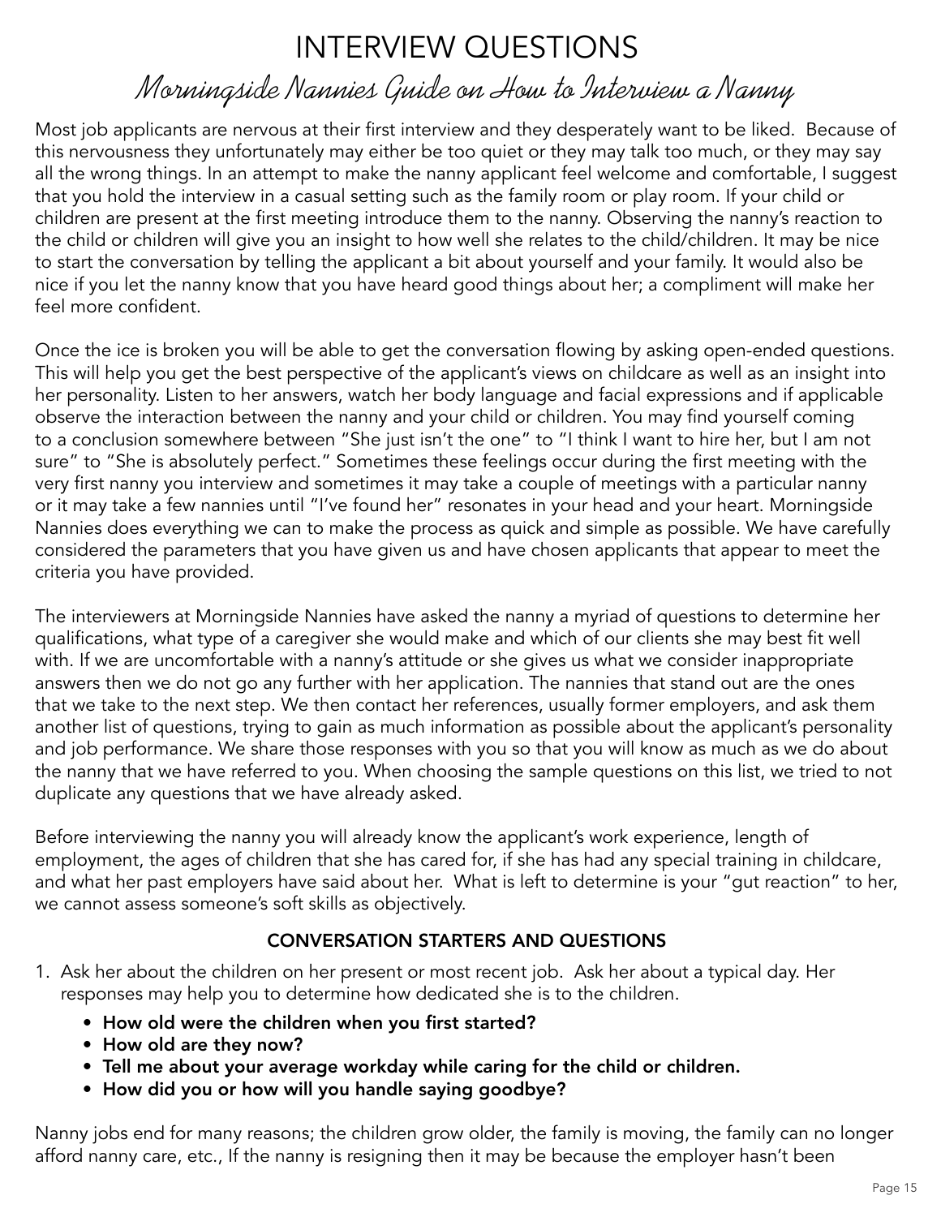# INTERVIEW QUESTIONS

## *Morningside Nannies Guide on How to Interview a Nanny*

Most job applicants are nervous at their first interview and they desperately want to be liked. Because of this nervousness they unfortunately may either be too quiet or they may talk too much, or they may say all the wrong things. In an attempt to make the nanny applicant feel welcome and comfortable, I suggest that you hold the interview in a casual setting such as the family room or play room. If your child or children are present at the first meeting introduce them to the nanny. Observing the nanny's reaction to the child or children will give you an insight to how well she relates to the child/children. It may be nice to start the conversation by telling the applicant a bit about yourself and your family. It would also be nice if you let the nanny know that you have heard good things about her; a compliment will make her feel more confident.

Once the ice is broken you will be able to get the conversation flowing by asking open-ended questions. This will help you get the best perspective of the applicant's views on childcare as well as an insight into her personality. Listen to her answers, watch her body language and facial expressions and if applicable observe the interaction between the nanny and your child or children. You may find yourself coming to a conclusion somewhere between "She just isn't the one" to "I think I want to hire her, but I am not sure" to "She is absolutely perfect." Sometimes these feelings occur during the first meeting with the very first nanny you interview and sometimes it may take a couple of meetings with a particular nanny or it may take a few nannies until "I've found her" resonates in your head and your heart. Morningside Nannies does everything we can to make the process as quick and simple as possible. We have carefully considered the parameters that you have given us and have chosen applicants that appear to meet the criteria you have provided.

The interviewers at Morningside Nannies have asked the nanny a myriad of questions to determine her qualifications, what type of a caregiver she would make and which of our clients she may best fit well with. If we are uncomfortable with a nanny's attitude or she gives us what we consider inappropriate answers then we do not go any further with her application. The nannies that stand out are the ones that we take to the next step. We then contact her references, usually former employers, and ask them another list of questions, trying to gain as much information as possible about the applicant's personality and job performance. We share those responses with you so that you will know as much as we do about the nanny that we have referred to you. When choosing the sample questions on this list, we tried to not duplicate any questions that we have already asked.

Before interviewing the nanny you will already know the applicant's work experience, length of employment, the ages of children that she has cared for, if she has had any special training in childcare, and what her past employers have said about her. What is left to determine is your "gut reaction" to her, we cannot assess someone's soft skills as objectively.

### CONVERSATION STARTERS AND QUESTIONS

1. Ask her about the children on her present or most recent job. Ask her about a typical day. Her responses may help you to determine how dedicated she is to the children.
   - **How old were the children when you first started?**
   - **How old are they now?**
   - **Tell me about your average workday while caring for the child or children.**
   - **How did you or how will you handle saying goodbye?**

Nanny jobs end for many reasons; the children grow older, the family is moving, the family can no longer afford nanny care, etc., If the nanny is resigning then it may be because the employer hasn't been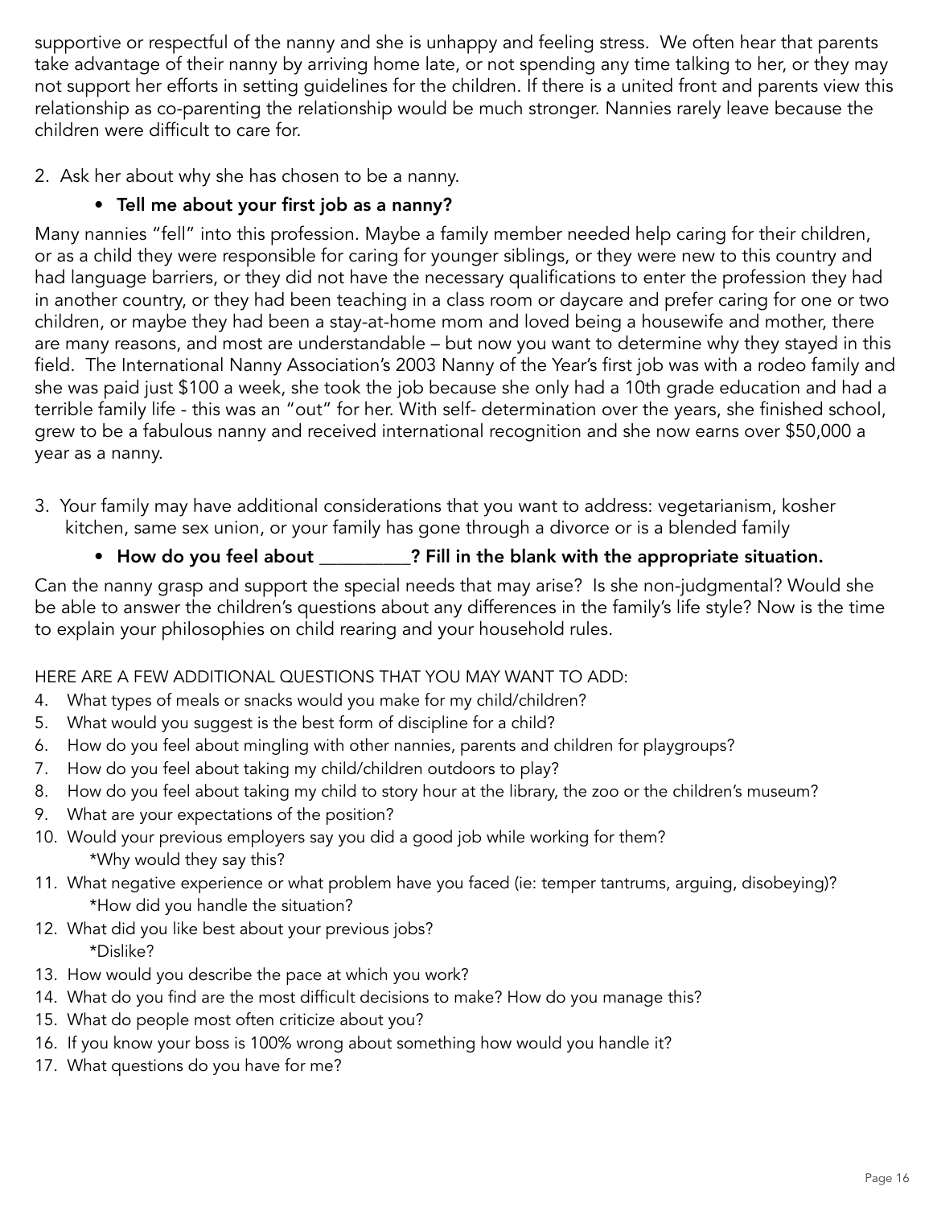supportive or respectful of the nanny and she is unhappy and feeling stress. We often hear that parents take advantage of their nanny by arriving home late, or not spending any time talking to her, or they may not support her efforts in setting guidelines for the children. If there is a united front and parents view this relationship as co-parenting the relationship would be much stronger. Nannies rarely leave because the children were difficult to care for.

2. Ask her about why she has chosen to be a nanny.
    - **Tell me about your first job as a nanny?**

Many nannies "fell" into this profession. Maybe a family member needed help caring for their children, or as a child they were responsible for caring for younger siblings, or they were new to this country and had language barriers, or they did not have the necessary qualifications to enter the profession they had in another country, or they had been teaching in a class room or daycare and prefer caring for one or two children, or maybe they had been a stay-at-home mom and loved being a housewife and mother, there are many reasons, and most are understandable – but now you want to determine why they stayed in this field. The International Nanny Association's 2003 Nanny of the Year's first job was with a rodeo family and she was paid just $100 a week, she took the job because she only had a 10th grade education and had a terrible family life - this was an "out" for her. With self- determination over the years, she finished school, grew to be a fabulous nanny and received international recognition and she now earns over $50,000 a year as a nanny.

3. Your family may have additional considerations that you want to address: vegetarianism, kosher kitchen, same sex union, or your family has gone through a divorce or is a blended family
    - **How do you feel about __________? Fill in the blank with the appropriate situation.**

Can the nanny grasp and support the special needs that may arise? Is she non-judgmental? Would she be able to answer the children's questions about any differences in the family's life style? Now is the time to explain your philosophies on child rearing and your household rules.

HERE ARE A FEW ADDITIONAL QUESTIONS THAT YOU MAY WANT TO ADD:

4. What types of meals or snacks would you make for my child/children?
5. What would you suggest is the best form of discipline for a child?
6. How do you feel about mingling with other nannies, parents and children for playgroups?
7. How do you feel about taking my child/children outdoors to play?
8. How do you feel about taking my child to story hour at the library, the zoo or the children's museum?
9. What are your expectations of the position?
10. Would your previous employers say you did a good job while working for them?
    *Why would they say this?
11. What negative experience or what problem have you faced (ie: temper tantrums, arguing, disobeying)?
    *How did you handle the situation?
12. What did you like best about your previous jobs?
    *Dislike?
13. How would you describe the pace at which you work?
14. What do you find are the most difficult decisions to make? How do you manage this?
15. What do people most often criticize about you?
16. If you know your boss is 100% wrong about something how would you handle it?
17. What questions do you have for me?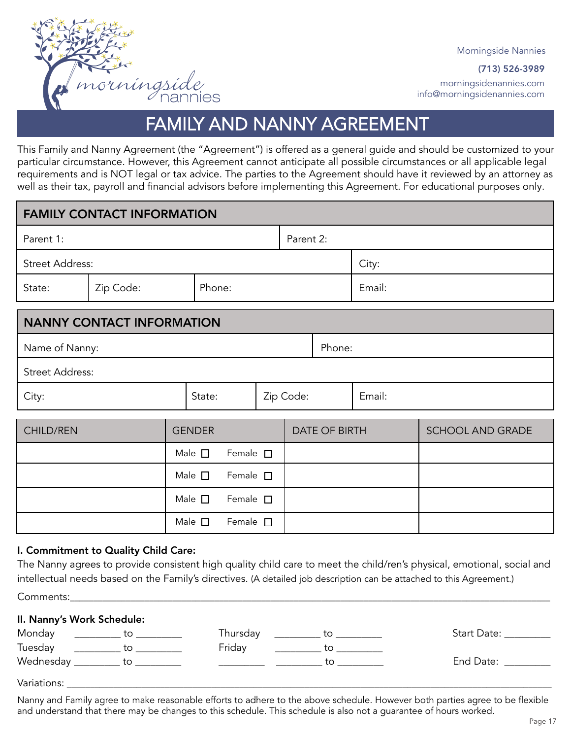Morningside Nannies

**(713) 526-3989**

morningsidenannies.com
info@morningsidenannies.com

# FAMILY AND NANNY AGREEMENT

This Family and Nanny Agreement (the "Agreement") is offered as a general guide and should be customized to your particular circumstance. However, this Agreement cannot anticipate all possible circumstances or all applicable legal requirements and is NOT legal or tax advice. The parties to the Agreement should have it reviewed by an attorney as well as their tax, payroll and financial advisors before implementing this Agreement. For educational purposes only.

| FAMILY CONTACT INFORMATION | | | |
|---|---|---|---|
| Parent 1: | | Parent 2: | |
| Street Address: | | | City: |
| State: | Zip Code: | Phone: | Email: |

| NANNY CONTACT INFORMATION | | | |
|---|---|---|---|
| Name of Nanny: | | Phone: | |
| Street Address: | | | |
| City: | State: | Zip Code: | Email: |

| CHILD/REN | GENDER | DATE OF BIRTH | SCHOOL AND GRADE |
|---|---|---|---|
| | Male ☐ Female ☐ | | |
| | Male ☐ Female ☐ | | |
| | Male ☐ Female ☐ | | |
| | Male ☐ Female ☐ | | |

**I. Commitment to Quality Child Care:**

The Nanny agrees to provide consistent high quality child care to meet the child/ren's physical, emotional, social and intellectual needs based on the Family's directives. (A detailed job description can be attached to this Agreement.)

Comments:________________________________________________________________________________

**II. Nanny's Work Schedule:**

| | | | | | | | |
|---|---|---|---|---|---|---|---|
| Monday | ________ to ________ | Thursday | ________ to ________ | Start Date: ________ |
| Tuesday | ________ to ________ | Friday | ________ to ________ | |
| Wednesday | ________ to ________ | ________ | ________ to ________ | End Date: ________ |

Variations: ______________________________________________________________________________

Nanny and Family agree to make reasonable efforts to adhere to the above schedule. However both parties agree to be flexible and understand that there may be changes to this schedule. This schedule is also not a guarantee of hours worked.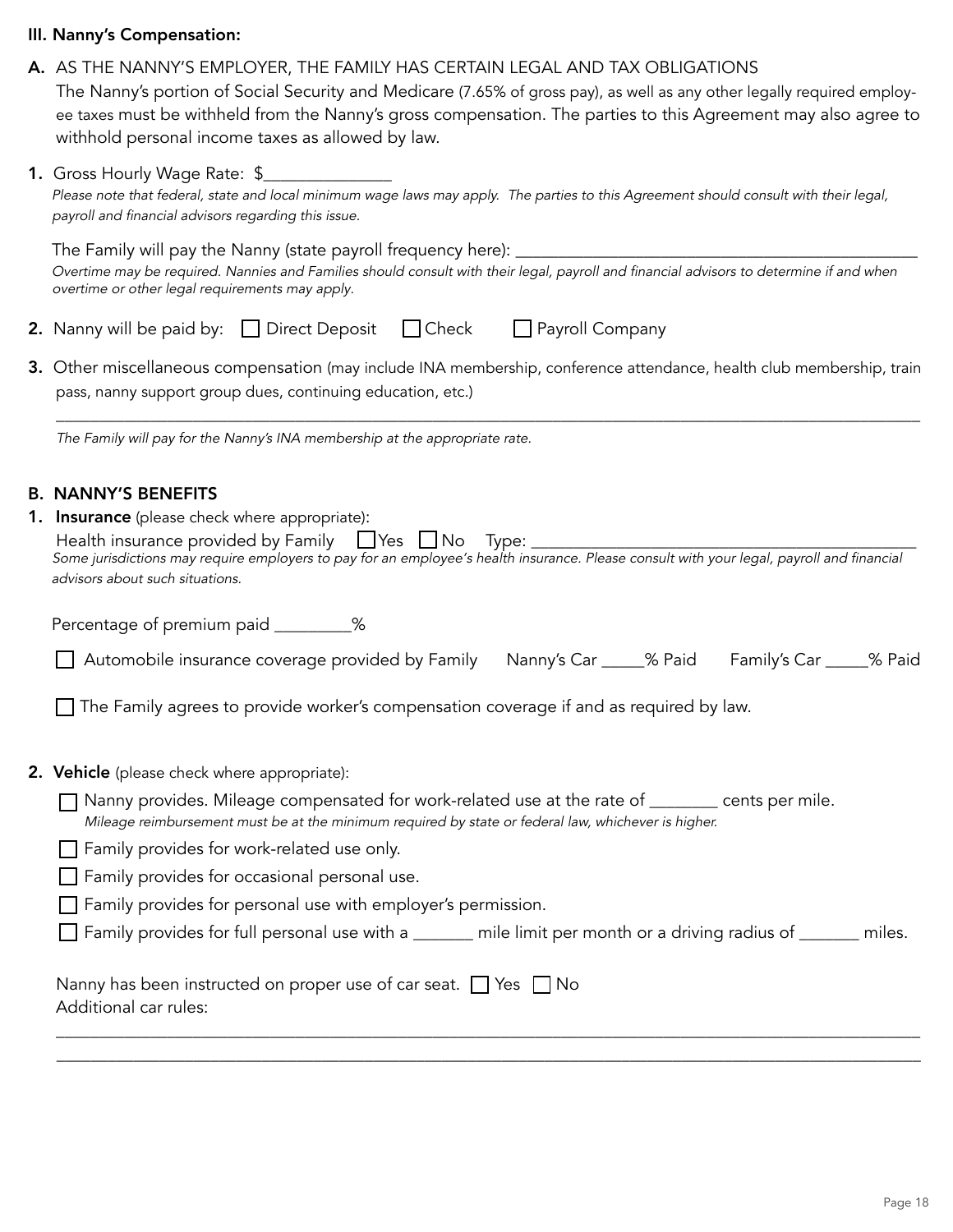### III. Nanny's Compensation:

**A.** AS THE NANNY'S EMPLOYER, THE FAMILY HAS CERTAIN LEGAL AND TAX OBLIGATIONS
The Nanny's portion of Social Security and Medicare (7.65% of gross pay), as well as any other legally required employee taxes must be withheld from the Nanny's gross compensation. The parties to this Agreement may also agree to withhold personal income taxes as allowed by law.

**1.** Gross Hourly Wage Rate: $______________

*Please note that federal, state and local minimum wage laws may apply. The parties to this Agreement should consult with their legal, payroll and financial advisors regarding this issue.*

The Family will pay the Nanny (state payroll frequency here): ______________________________________________

*Overtime may be required. Nannies and Families should consult with their legal, payroll and financial advisors to determine if and when overtime or other legal requirements may apply.*

**2.** Nanny will be paid by: ☐ Direct Deposit ☐ Check ☐ Payroll Company

**3.** Other miscellaneous compensation (may include INA membership, conference attendance, health club membership, train pass, nanny support group dues, continuing education, etc.)

_____________________________________________________________________________________________

*The Family will pay for the Nanny's INA membership at the appropriate rate.*

**B. NANNY'S BENEFITS**

**1. Insurance** (please check where appropriate):

Health insurance provided by Family ☐ Yes ☐ No Type: ____________________________________________

*Some jurisdictions may require employers to pay for an employee's health insurance. Please consult with your legal, payroll and financial advisors about such situations.*

Percentage of premium paid ________%

☐ Automobile insurance coverage provided by Family   Nanny's Car _____% Paid   Family's Car _____% Paid

☐ The Family agrees to provide worker's compensation coverage if and as required by law.

**2. Vehicle** (please check where appropriate):

☐ Nanny provides. Mileage compensated for work-related use at the rate of _______ cents per mile.
*Mileage reimbursement must be at the minimum required by state or federal law, whichever is higher.*

☐ Family provides for work-related use only.

☐ Family provides for occasional personal use.

☐ Family provides for personal use with employer's permission.

☐ Family provides for full personal use with a _______ mile limit per month or a driving radius of _______ miles.

Nanny has been instructed on proper use of car seat. ☐ Yes ☐ No
Additional car rules:

_____________________________________________________________________________________________

_____________________________________________________________________________________________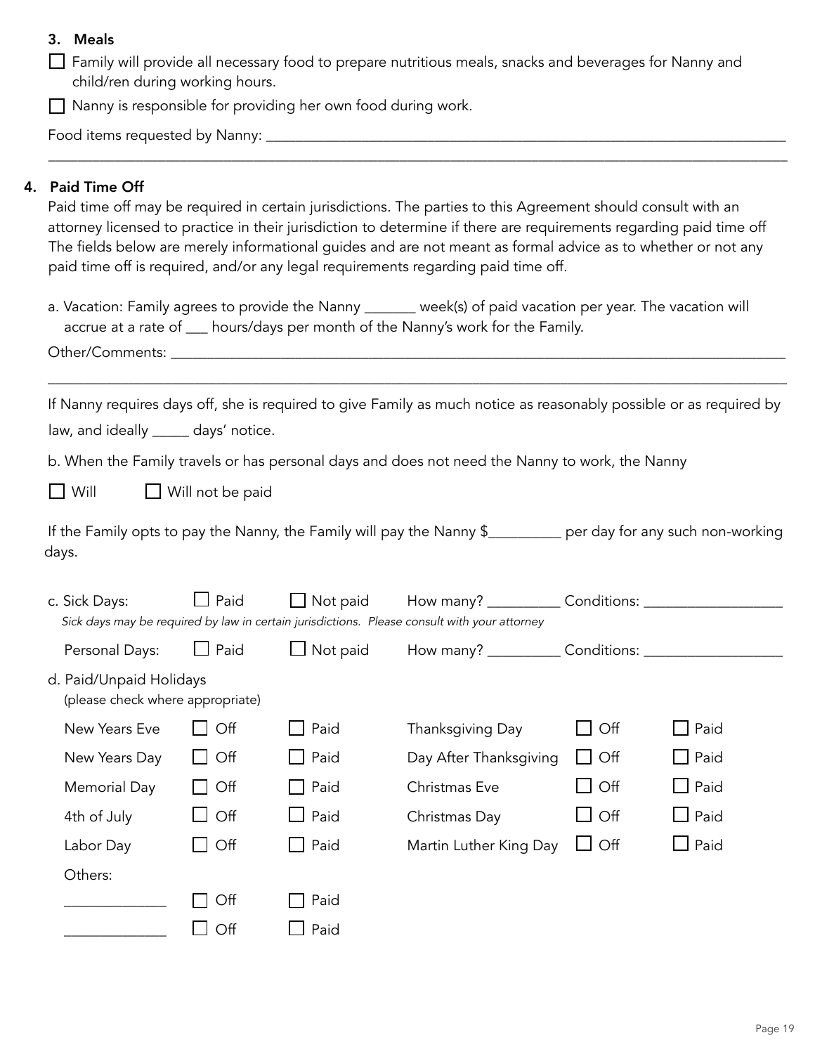### 3. Meals

☐ Family will provide all necessary food to prepare nutritious meals, snacks and beverages for Nanny and child/ren during working hours.

☐ Nanny is responsible for providing her own food during work.

Food items requested by Nanny: ______________________________________________________________________

_____________________________________________________________________________________________

### 4. Paid Time Off

Paid time off may be required in certain jurisdictions. The parties to this Agreement should consult with an attorney licensed to practice in their jurisdiction to determine if there are requirements regarding paid time off The fields below are merely informational guides and are not meant as formal advice as to whether or not any paid time off is required, and/or any legal requirements regarding paid time off.

a. Vacation: Family agrees to provide the Nanny _______ week(s) of paid vacation per year. The vacation will accrue at a rate of ___ hours/days per month of the Nanny's work for the Family.

Other/Comments: ____________________________________________________________________________

_____________________________________________________________________________________________

If Nanny requires days off, she is required to give Family as much notice as reasonably possible or as required by law, and ideally _____ days' notice.

b. When the Family travels or has personal days and does not need the Nanny to work, the Nanny

☐ Will ☐ Will not be paid

If the Family opts to pay the Nanny, the Family will pay the Nanny $__________ per day for any such non-working days.

c. Sick Days: ☐ Paid ☐ Not paid How many? __________ Conditions: __________________

*Sick days may be required by law in certain jurisdictions. Please consult with your attorney*

Personal Days: ☐ Paid ☐ Not paid How many? __________ Conditions: __________________

d. Paid/Unpaid Holidays
(please check where appropriate)

| Holiday | | | Holiday | | |
|---|---|---|---|---|---|
| New Years Eve | ☐ Off | ☐ Paid | Thanksgiving Day | ☐ Off | ☐ Paid |
| New Years Day | ☐ Off | ☐ Paid | Day After Thanksgiving | ☐ Off | ☐ Paid |
| Memorial Day | ☐ Off | ☐ Paid | Christmas Eve | ☐ Off | ☐ Paid |
| 4th of July | ☐ Off | ☐ Paid | Christmas Day | ☐ Off | ☐ Paid |
| Labor Day | ☐ Off | ☐ Paid | Martin Luther King Day | ☐ Off | ☐ Paid |

Others:

| | | |
|---|---|---|
| _____________ | ☐ Off | ☐ Paid |
| _____________ | ☐ Off | ☐ Paid |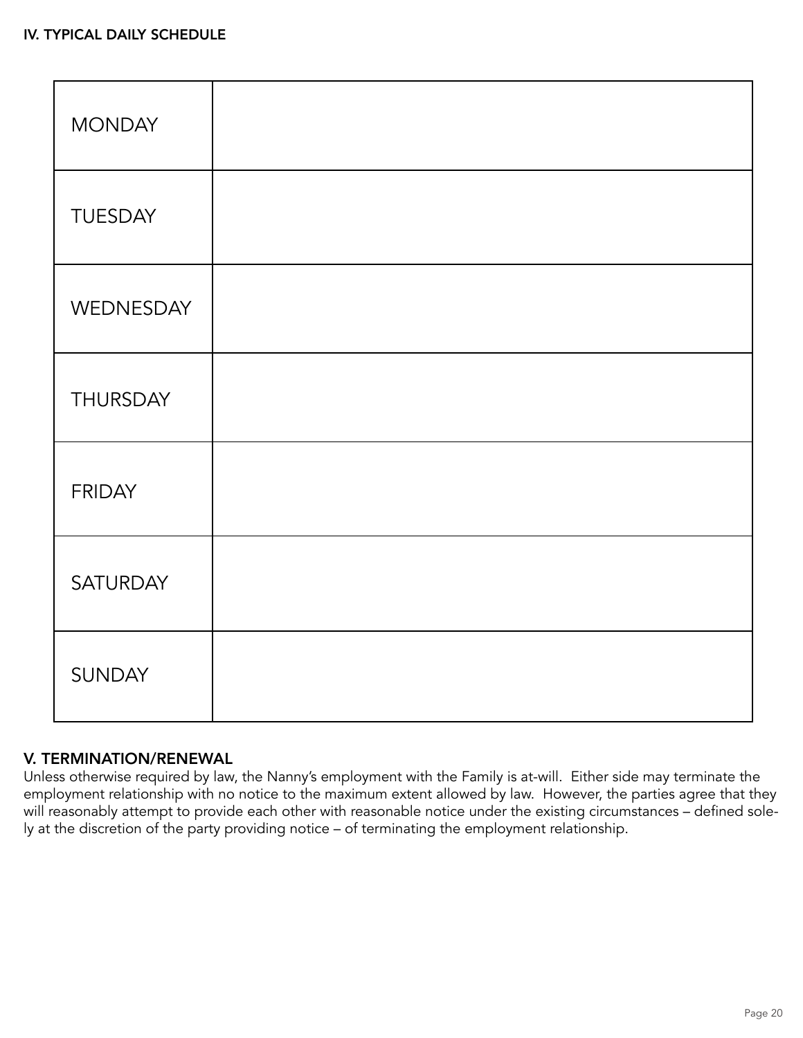### IV. TYPICAL DAILY SCHEDULE

| | |
|---|---|
| MONDAY | |
| TUESDAY | |
| WEDNESDAY | |
| THURSDAY | |
| FRIDAY | |
| SATURDAY | |
| SUNDAY | |

### V. TERMINATION/RENEWAL

Unless otherwise required by law, the Nanny's employment with the Family is at-will. Either side may terminate the employment relationship with no notice to the maximum extent allowed by law. However, the parties agree that they will reasonably attempt to provide each other with reasonable notice under the existing circumstances – defined solely at the discretion of the party providing notice – of terminating the employment relationship.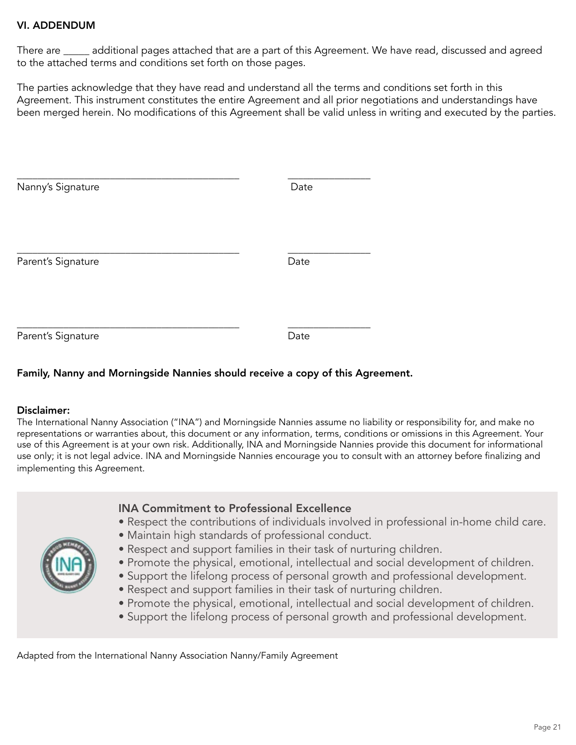## VI. ADDENDUM

There are _____ additional pages attached that are a part of this Agreement. We have read, discussed and agreed to the attached terms and conditions set forth on those pages.

The parties acknowledge that they have read and understand all the terms and conditions set forth in this Agreement. This instrument constitutes the entire Agreement and all prior negotiations and understandings have been merged herein. No modifications of this Agreement shall be valid unless in writing and executed by the parties.

_________________________________________ _______________

Nanny's Signature Date

_________________________________________ _______________

Parent's Signature Date

_________________________________________ _______________

Parent's Signature Date

**Family, Nanny and Morningside Nannies should receive a copy of this Agreement.**

**Disclaimer:**
The International Nanny Association ("INA") and Morningside Nannies assume no liability or responsibility for, and make no representations or warranties about, this document or any information, terms, conditions or omissions in this Agreement. Your use of this Agreement is at your own risk. Additionally, INA and Morningside Nannies provide this document for informational use only; it is not legal advice. INA and Morningside Nannies encourage you to consult with an attorney before finalizing and implementing this Agreement.

### INA Commitment to Professional Excellence

- Respect the contributions of individuals involved in professional in-home child care.
- Maintain high standards of professional conduct.
- Respect and support families in their task of nurturing children.
- Promote the physical, emotional, intellectual and social development of children.
- Support the lifelong process of personal growth and professional development.
- Respect and support families in their task of nurturing children.
- Promote the physical, emotional, intellectual and social development of children.
- Support the lifelong process of personal growth and professional development.

Adapted from the International Nanny Association Nanny/Family Agreement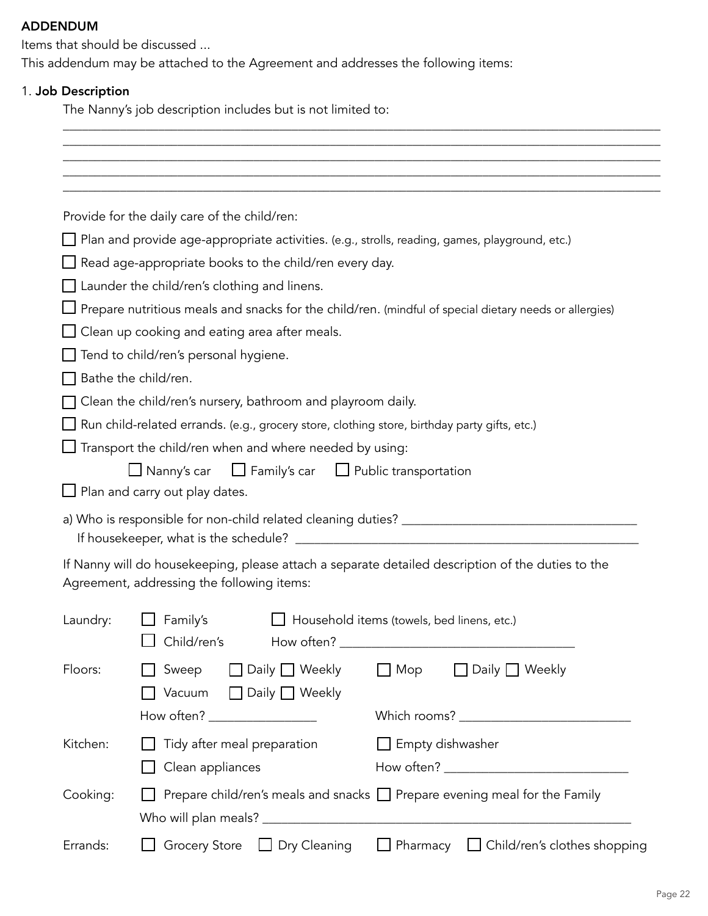**ADDENDUM**

Items that should be discussed ...

This addendum may be attached to the Agreement and addresses the following items:

1. **Job Description**

The Nanny's job description includes but is not limited to:

______________________________________________________________________________________________
______________________________________________________________________________________________
______________________________________________________________________________________________
______________________________________________________________________________________________
______________________________________________________________________________________________

Provide for the daily care of the child/ren:

- ☐ Plan and provide age-appropriate activities. (e.g., strolls, reading, games, playground, etc.)
- ☐ Read age-appropriate books to the child/ren every day.
- ☐ Launder the child/ren's clothing and linens.
- ☐ Prepare nutritious meals and snacks for the child/ren. (mindful of special dietary needs or allergies)
- ☐ Clean up cooking and eating area after meals.
- ☐ Tend to child/ren's personal hygiene.
- ☐ Bathe the child/ren.
- ☐ Clean the child/ren's nursery, bathroom and playroom daily.
- ☐ Run child-related errands. (e.g., grocery store, clothing store, birthday party gifts, etc.)
- ☐ Transport the child/ren when and where needed by using:
  - ☐ Nanny's car ☐ Family's car ☐ Public transportation
- ☐ Plan and carry out play dates.

a) Who is responsible for non-child related cleaning duties? ___________________________________

If housekeeper, what is the schedule? ______________________________________________________

If Nanny will do housekeeping, please attach a separate detailed description of the duties to the Agreement, addressing the following items:

Laundry: ☐ Family's ☐ Household items (towels, bed linens, etc.)
☐ Child/ren's How often? ___________________________________

Floors: ☐ Sweep ☐ Daily ☐ Weekly ☐ Mop ☐ Daily ☐ Weekly
☐ Vacuum ☐ Daily ☐ Weekly
How often? ________________ Which rooms? __________________________

Kitchen: ☐ Tidy after meal preparation ☐ Empty dishwasher
☐ Clean appliances How often? ____________________________

Cooking: ☐ Prepare child/ren's meals and snacks ☐ Prepare evening meal for the Family
Who will plan meals? ____________________________________________________________

Errands: ☐ Grocery Store ☐ Dry Cleaning ☐ Pharmacy ☐ Child/ren's clothes shopping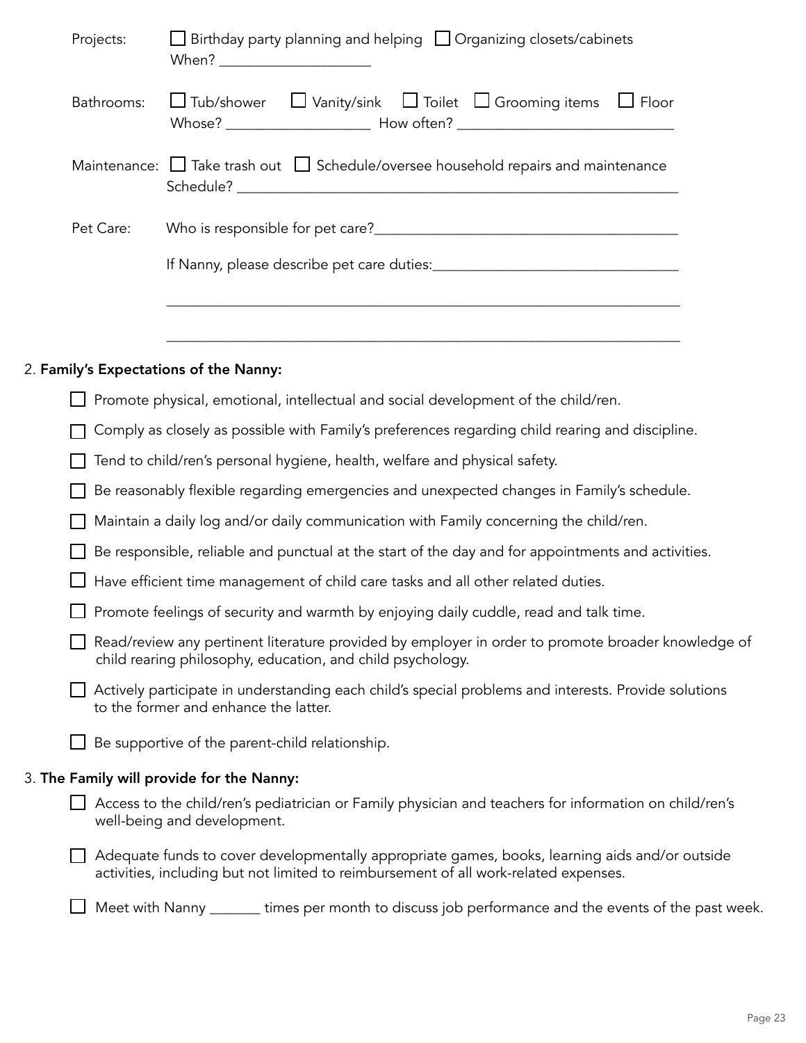Projects: ☐ Birthday party planning and helping ☐ Organizing closets/cabinets
When? ____________________

Bathrooms: ☐ Tub/shower ☐ Vanity/sink ☐ Toilet ☐ Grooming items ☐ Floor
Whose? ____________________ How often? ____________________________

Maintenance: ☐ Take trash out ☐ Schedule/oversee household repairs and maintenance
Schedule? ____________________________________________________________

Pet Care: Who is responsible for pet care?________________________________________

If Nanny, please describe pet care duties:________________________________

____________________________________________________________________

____________________________________________________________________

2. **Family's Expectations of the Nanny:**

- ☐ Promote physical, emotional, intellectual and social development of the child/ren.
- ☐ Comply as closely as possible with Family's preferences regarding child rearing and discipline.
- ☐ Tend to child/ren's personal hygiene, health, welfare and physical safety.
- ☐ Be reasonably flexible regarding emergencies and unexpected changes in Family's schedule.
- ☐ Maintain a daily log and/or daily communication with Family concerning the child/ren.
- ☐ Be responsible, reliable and punctual at the start of the day and for appointments and activities.
- ☐ Have efficient time management of child care tasks and all other related duties.
- ☐ Promote feelings of security and warmth by enjoying daily cuddle, read and talk time.
- ☐ Read/review any pertinent literature provided by employer in order to promote broader knowledge of child rearing philosophy, education, and child psychology.
- ☐ Actively participate in understanding each child's special problems and interests. Provide solutions to the former and enhance the latter.
- ☐ Be supportive of the parent-child relationship.

3. **The Family will provide for the Nanny:**

- ☐ Access to the child/ren's pediatrician or Family physician and teachers for information on child/ren's well-being and development.
- ☐ Adequate funds to cover developmentally appropriate games, books, learning aids and/or outside activities, including but not limited to reimbursement of all work-related expenses.
- ☐ Meet with Nanny _______ times per month to discuss job performance and the events of the past week.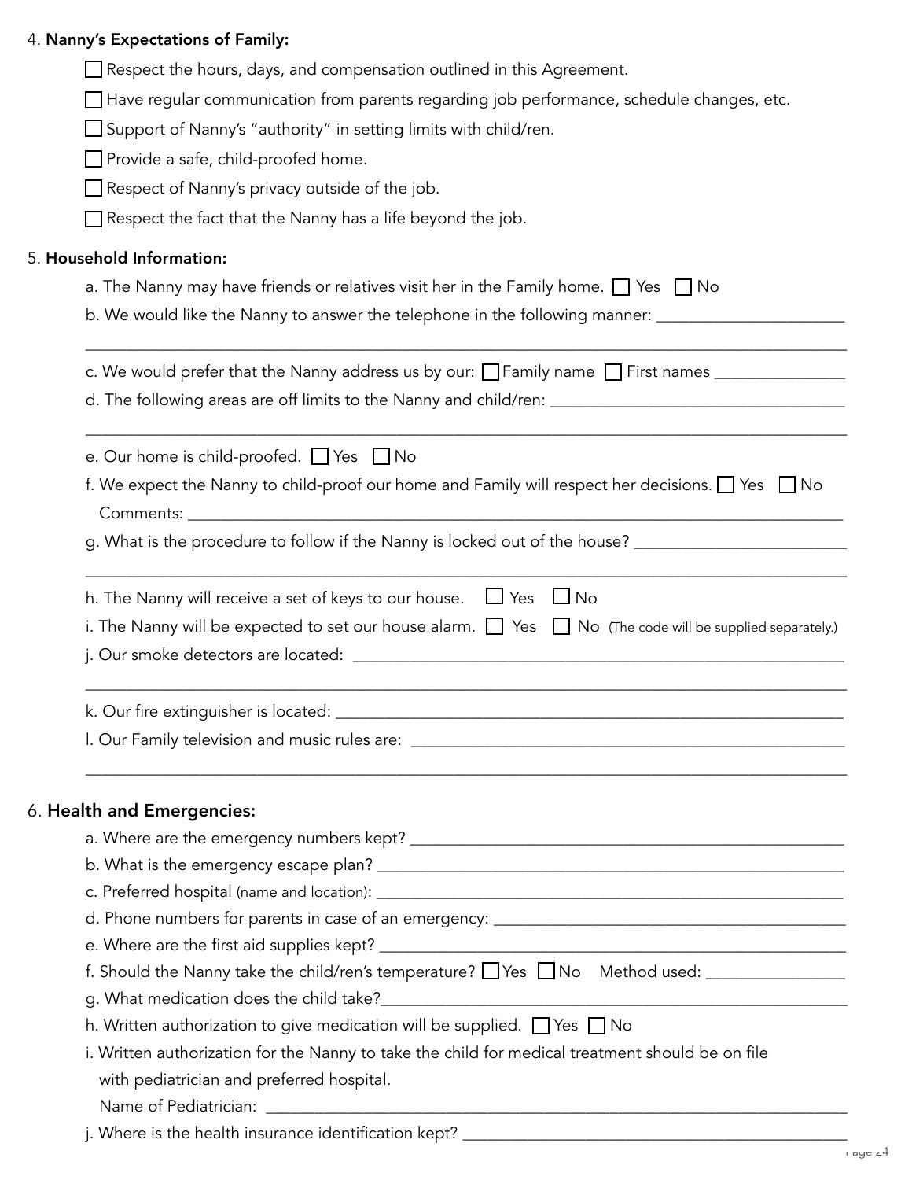4. **Nanny's Expectations of Family:**

   ☐ Respect the hours, days, and compensation outlined in this Agreement.

   ☐ Have regular communication from parents regarding job performance, schedule changes, etc.

   ☐ Support of Nanny's "authority" in setting limits with child/ren.

   ☐ Provide a safe, child-proofed home.

   ☐ Respect of Nanny's privacy outside of the job.

   ☐ Respect the fact that the Nanny has a life beyond the job.

5. **Household Information:**

   a. The Nanny may have friends or relatives visit her in the Family home. ☐ Yes ☐ No

   b. We would like the Nanny to answer the telephone in the following manner: ______________________

   ________________________________________________________________________________________

   c. We would prefer that the Nanny address us by our: ☐ Family name ☐ First names _______________

   d. The following areas are off limits to the Nanny and child/ren: ___________________________________

   ________________________________________________________________________________________

   e. Our home is child-proofed. ☐ Yes ☐ No

   f. We expect the Nanny to child-proof our home and Family will respect her decisions. ☐ Yes ☐ No

   Comments: _______________________________________________________________________________

   g. What is the procedure to follow if the Nanny is locked out of the house? _________________________

   ________________________________________________________________________________________

   h. The Nanny will receive a set of keys to our house. ☐ Yes ☐ No

   i. The Nanny will be expected to set our house alarm. ☐ Yes ☐ No (The code will be supplied separately.)

   j. Our smoke detectors are located: __________________________________________________________

   ________________________________________________________________________________________

   k. Our fire extinguisher is located: __________________________________________________________

   l. Our Family television and music rules are: _________________________________________________

   ________________________________________________________________________________________

6. **Health and Emergencies:**

   a. Where are the emergency numbers kept? ___________________________________________________

   b. What is the emergency escape plan? ______________________________________________________

   c. Preferred hospital (name and location): ____________________________________________________

   d. Phone numbers for parents in case of an emergency: ________________________________________

   e. Where are the first aid supplies kept? _____________________________________________________

   f. Should the Nanny take the child/ren's temperature? ☐ Yes ☐ No Method used: ________________

   g. What medication does the child take?______________________________________________________

   h. Written authorization to give medication will be supplied. ☐ Yes ☐ No

   i. Written authorization for the Nanny to take the child for medical treatment should be on file with pediatrician and preferred hospital.

   Name of Pediatrician: _____________________________________________________________________

   j. Where is the health insurance identification kept? ___________________________________________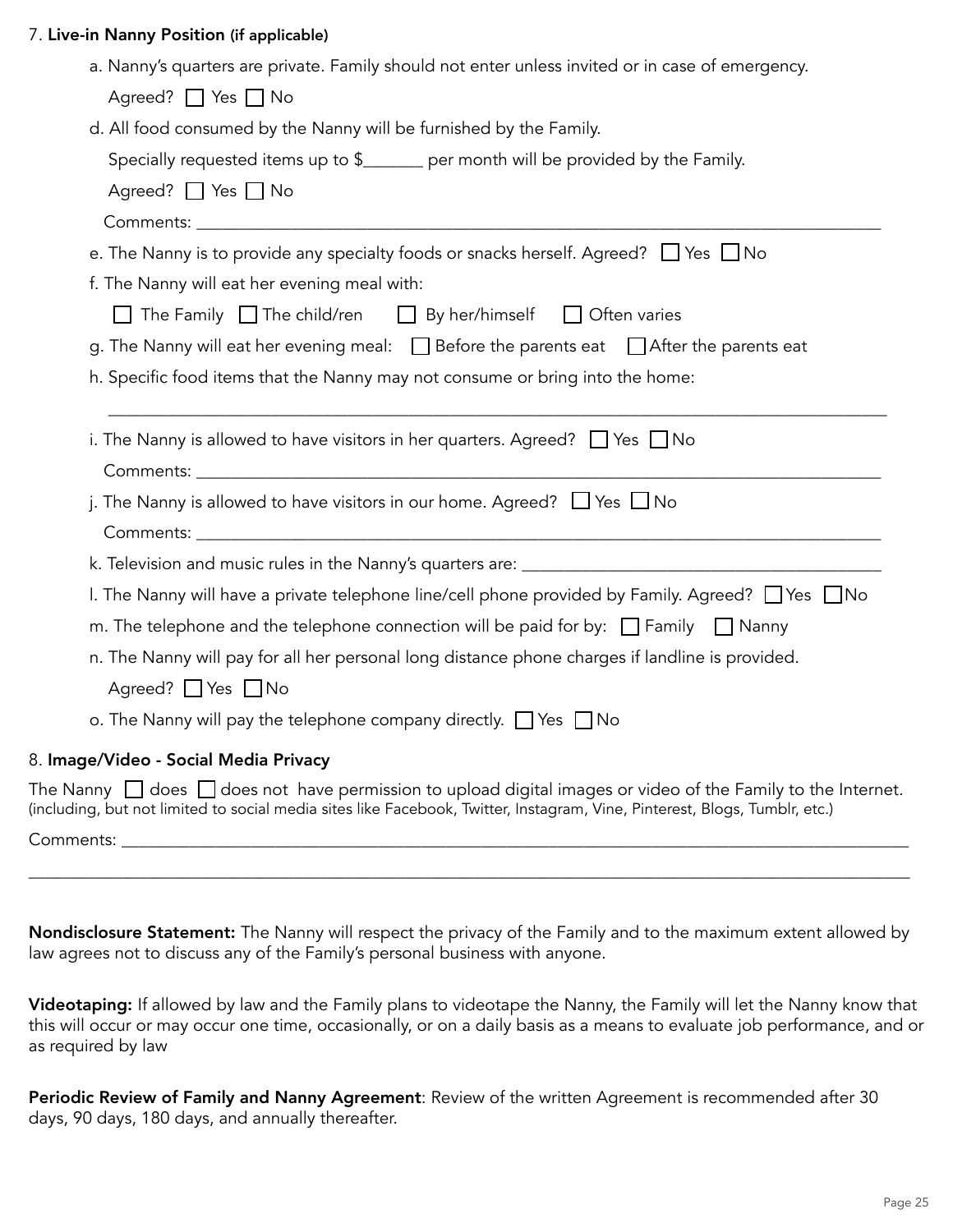7. **Live-in Nanny Position** (if applicable)

a. Nanny's quarters are private. Family should not enter unless invited or in case of emergency.

Agreed? ☐ Yes ☐ No

d. All food consumed by the Nanny will be furnished by the Family.

Specially requested items up to $_______ per month will be provided by the Family.

Agreed? ☐ Yes ☐ No

Comments: ____________________________________________________________________________

e. The Nanny is to provide any specialty foods or snacks herself. Agreed? ☐ Yes ☐ No

f. The Nanny will eat her evening meal with:

☐ The Family ☐ The child/ren ☐ By her/himself ☐ Often varies

g. The Nanny will eat her evening meal: ☐ Before the parents eat ☐ After the parents eat

h. Specific food items that the Nanny may not consume or bring into the home:

______________________________________________________________________________________

i. The Nanny is allowed to have visitors in her quarters. Agreed? ☐ Yes ☐ No

Comments: ____________________________________________________________________________

j. The Nanny is allowed to have visitors in our home. Agreed? ☐ Yes ☐ No

Comments: ____________________________________________________________________________

k. Television and music rules in the Nanny's quarters are: ______________________________________

l. The Nanny will have a private telephone line/cell phone provided by Family. Agreed? ☐ Yes ☐ No

m. The telephone and the telephone connection will be paid for by: ☐ Family ☐ Nanny

n. The Nanny will pay for all her personal long distance phone charges if landline is provided.

Agreed? ☐ Yes ☐ No

o. The Nanny will pay the telephone company directly. ☐ Yes ☐ No

8. **Image/Video - Social Media Privacy**

The Nanny ☐ does ☐ does not have permission to upload digital images or video of the Family to the Internet. (including, but not limited to social media sites like Facebook, Twitter, Instagram, Vine, Pinterest, Blogs, Tumblr, etc.)

Comments: ____________________________________________________________________________

______________________________________________________________________________________

**Nondisclosure Statement:** The Nanny will respect the privacy of the Family and to the maximum extent allowed by law agrees not to discuss any of the Family's personal business with anyone.

**Videotaping:** If allowed by law and the Family plans to videotape the Nanny, the Family will let the Nanny know that this will occur or may occur one time, occasionally, or on a daily basis as a means to evaluate job performance, and or as required by law

**Periodic Review of Family and Nanny Agreement**: Review of the written Agreement is recommended after 30 days, 90 days, 180 days, and annually thereafter.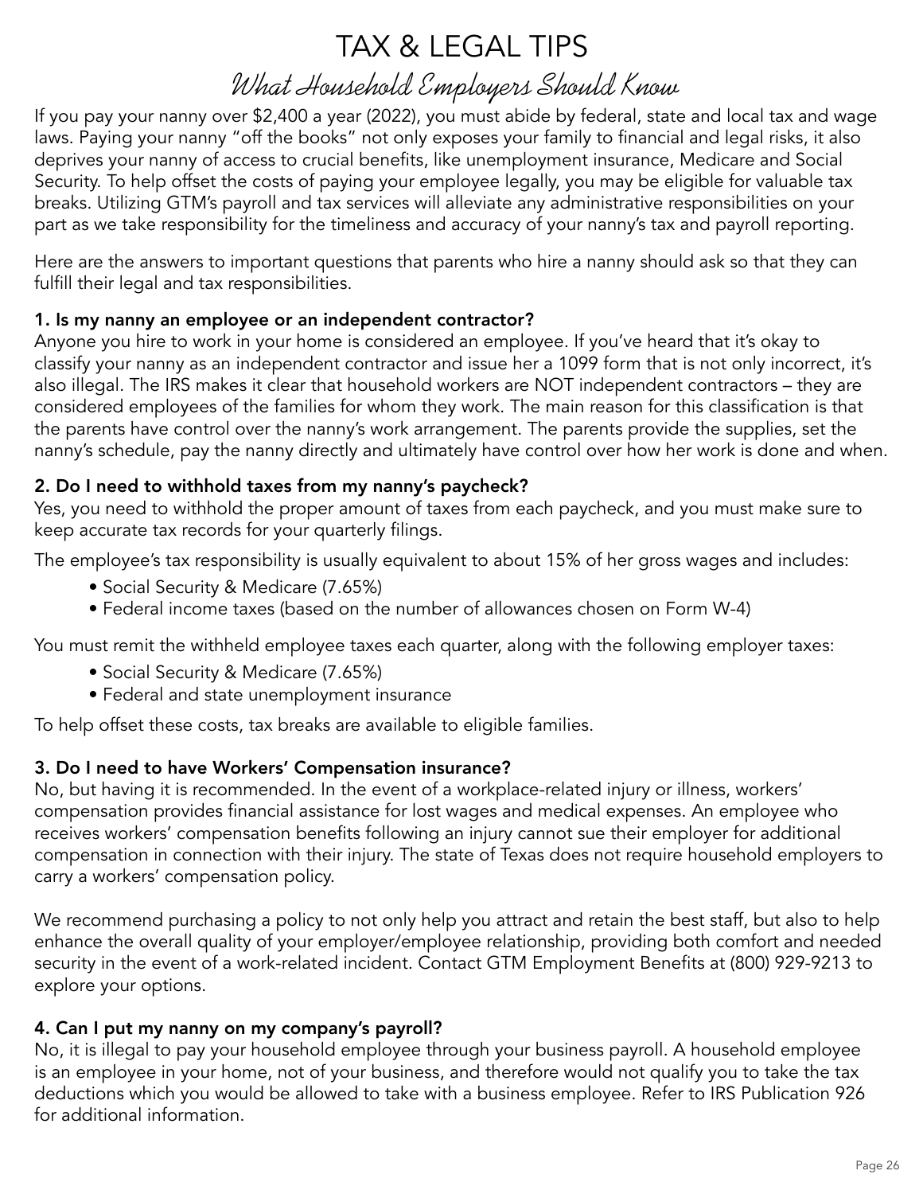# TAX & LEGAL TIPS

## *What Household Employers Should Know*

If you pay your nanny over $2,400 a year (2022), you must abide by federal, state and local tax and wage laws. Paying your nanny "off the books" not only exposes your family to financial and legal risks, it also deprives your nanny of access to crucial benefits, like unemployment insurance, Medicare and Social Security. To help offset the costs of paying your employee legally, you may be eligible for valuable tax breaks. Utilizing GTM's payroll and tax services will alleviate any administrative responsibilities on your part as we take responsibility for the timeliness and accuracy of your nanny's tax and payroll reporting.

Here are the answers to important questions that parents who hire a nanny should ask so that they can fulfill their legal and tax responsibilities.

**1. Is my nanny an employee or an independent contractor?**

Anyone you hire to work in your home is considered an employee. If you've heard that it's okay to classify your nanny as an independent contractor and issue her a 1099 form that is not only incorrect, it's also illegal. The IRS makes it clear that household workers are NOT independent contractors – they are considered employees of the families for whom they work. The main reason for this classification is that the parents have control over the nanny's work arrangement. The parents provide the supplies, set the nanny's schedule, pay the nanny directly and ultimately have control over how her work is done and when.

**2. Do I need to withhold taxes from my nanny's paycheck?**

Yes, you need to withhold the proper amount of taxes from each paycheck, and you must make sure to keep accurate tax records for your quarterly filings.

The employee's tax responsibility is usually equivalent to about 15% of her gross wages and includes:

- Social Security & Medicare (7.65%)
- Federal income taxes (based on the number of allowances chosen on Form W-4)

You must remit the withheld employee taxes each quarter, along with the following employer taxes:

- Social Security & Medicare (7.65%)
- Federal and state unemployment insurance

To help offset these costs, tax breaks are available to eligible families.

**3. Do I need to have Workers' Compensation insurance?**

No, but having it is recommended. In the event of a workplace-related injury or illness, workers' compensation provides financial assistance for lost wages and medical expenses. An employee who receives workers' compensation benefits following an injury cannot sue their employer for additional compensation in connection with their injury. The state of Texas does not require household employers to carry a workers' compensation policy.

We recommend purchasing a policy to not only help you attract and retain the best staff, but also to help enhance the overall quality of your employer/employee relationship, providing both comfort and needed security in the event of a work-related incident. Contact GTM Employment Benefits at (800) 929-9213 to explore your options.

**4. Can I put my nanny on my company's payroll?**

No, it is illegal to pay your household employee through your business payroll. A household employee is an employee in your home, not of your business, and therefore would not qualify you to take the tax deductions which you would be allowed to take with a business employee. Refer to IRS Publication 926 for additional information.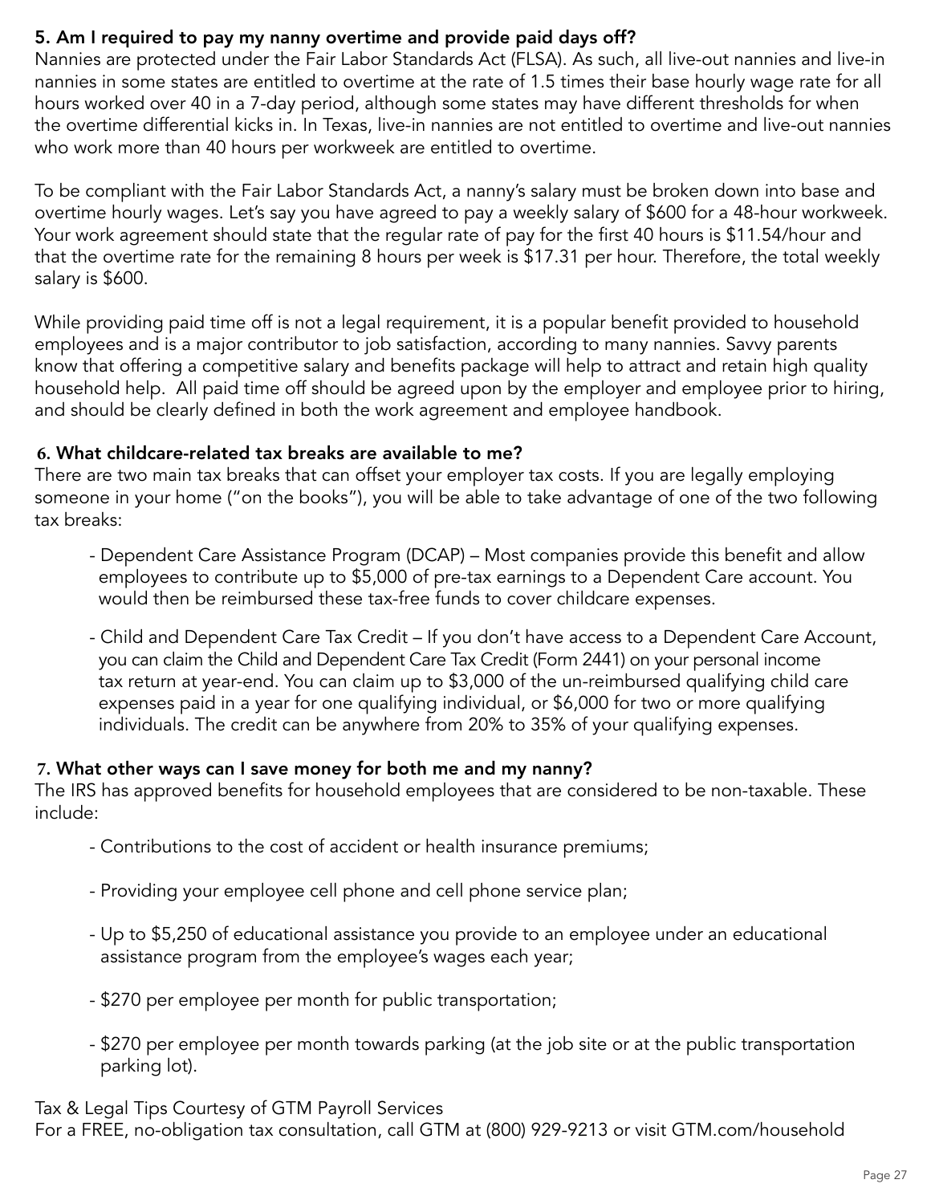**5. Am I required to pay my nanny overtime and provide paid days off?**

Nannies are protected under the Fair Labor Standards Act (FLSA). As such, all live-out nannies and live-in nannies in some states are entitled to overtime at the rate of 1.5 times their base hourly wage rate for all hours worked over 40 in a 7-day period, although some states may have different thresholds for when the overtime differential kicks in. In Texas, live-in nannies are not entitled to overtime and live-out nannies who work more than 40 hours per workweek are entitled to overtime.

To be compliant with the Fair Labor Standards Act, a nanny's salary must be broken down into base and overtime hourly wages. Let's say you have agreed to pay a weekly salary of $600 for a 48-hour workweek. Your work agreement should state that the regular rate of pay for the first 40 hours is $11.54/hour and that the overtime rate for the remaining 8 hours per week is $17.31 per hour. Therefore, the total weekly salary is $600.

While providing paid time off is not a legal requirement, it is a popular benefit provided to household employees and is a major contributor to job satisfaction, according to many nannies. Savvy parents know that offering a competitive salary and benefits package will help to attract and retain high quality household help. All paid time off should be agreed upon by the employer and employee prior to hiring, and should be clearly defined in both the work agreement and employee handbook.

**6. What childcare-related tax breaks are available to me?**

There are two main tax breaks that can offset your employer tax costs. If you are legally employing someone in your home ("on the books"), you will be able to take advantage of one of the two following tax breaks:

- Dependent Care Assistance Program (DCAP) – Most companies provide this benefit and allow employees to contribute up to $5,000 of pre-tax earnings to a Dependent Care account. You would then be reimbursed these tax-free funds to cover childcare expenses.
- Child and Dependent Care Tax Credit – If you don't have access to a Dependent Care Account, you can claim the Child and Dependent Care Tax Credit (Form 2441) on your personal income tax return at year-end. You can claim up to $3,000 of the un-reimbursed qualifying child care expenses paid in a year for one qualifying individual, or $6,000 for two or more qualifying individuals. The credit can be anywhere from 20% to 35% of your qualifying expenses.

**7. What other ways can I save money for both me and my nanny?**

The IRS has approved benefits for household employees that are considered to be non-taxable. These include:

- Contributions to the cost of accident or health insurance premiums;
- Providing your employee cell phone and cell phone service plan;
- Up to $5,250 of educational assistance you provide to an employee under an educational assistance program from the employee's wages each year;
- $270 per employee per month for public transportation;
- $270 per employee per month towards parking (at the job site or at the public transportation parking lot).

Tax & Legal Tips Courtesy of GTM Payroll Services
For a FREE, no-obligation tax consultation, call GTM at (800) 929-9213 or visit GTM.com/household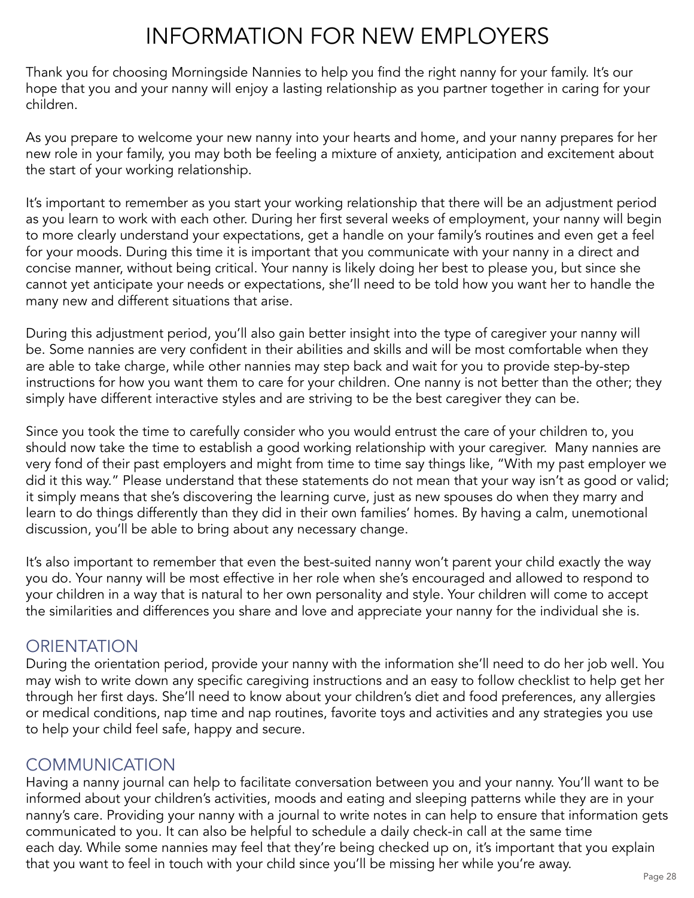# INFORMATION FOR NEW EMPLOYERS

Thank you for choosing Morningside Nannies to help you find the right nanny for your family. It's our hope that you and your nanny will enjoy a lasting relationship as you partner together in caring for your children.

As you prepare to welcome your new nanny into your hearts and home, and your nanny prepares for her new role in your family, you may both be feeling a mixture of anxiety, anticipation and excitement about the start of your working relationship.

It's important to remember as you start your working relationship that there will be an adjustment period as you learn to work with each other. During her first several weeks of employment, your nanny will begin to more clearly understand your expectations, get a handle on your family's routines and even get a feel for your moods. During this time it is important that you communicate with your nanny in a direct and concise manner, without being critical. Your nanny is likely doing her best to please you, but since she cannot yet anticipate your needs or expectations, she'll need to be told how you want her to handle the many new and different situations that arise.

During this adjustment period, you'll also gain better insight into the type of caregiver your nanny will be. Some nannies are very confident in their abilities and skills and will be most comfortable when they are able to take charge, while other nannies may step back and wait for you to provide step-by-step instructions for how you want them to care for your children. One nanny is not better than the other; they simply have different interactive styles and are striving to be the best caregiver they can be.

Since you took the time to carefully consider who you would entrust the care of your children to, you should now take the time to establish a good working relationship with your caregiver. Many nannies are very fond of their past employers and might from time to time say things like, "With my past employer we did it this way." Please understand that these statements do not mean that your way isn't as good or valid; it simply means that she's discovering the learning curve, just as new spouses do when they marry and learn to do things differently than they did in their own families' homes. By having a calm, unemotional discussion, you'll be able to bring about any necessary change.

It's also important to remember that even the best-suited nanny won't parent your child exactly the way you do. Your nanny will be most effective in her role when she's encouraged and allowed to respond to your children in a way that is natural to her own personality and style. Your children will come to accept the similarities and differences you share and love and appreciate your nanny for the individual she is.

## ORIENTATION

During the orientation period, provide your nanny with the information she'll need to do her job well. You may wish to write down any specific caregiving instructions and an easy to follow checklist to help get her through her first days. She'll need to know about your children's diet and food preferences, any allergies or medical conditions, nap time and nap routines, favorite toys and activities and any strategies you use to help your child feel safe, happy and secure.

## COMMUNICATION

Having a nanny journal can help to facilitate conversation between you and your nanny. You'll want to be informed about your children's activities, moods and eating and sleeping patterns while they are in your nanny's care. Providing your nanny with a journal to write notes in can help to ensure that information gets communicated to you. It can also be helpful to schedule a daily check-in call at the same time each day. While some nannies may feel that they're being checked up on, it's important that you explain that you want to feel in touch with your child since you'll be missing her while you're away.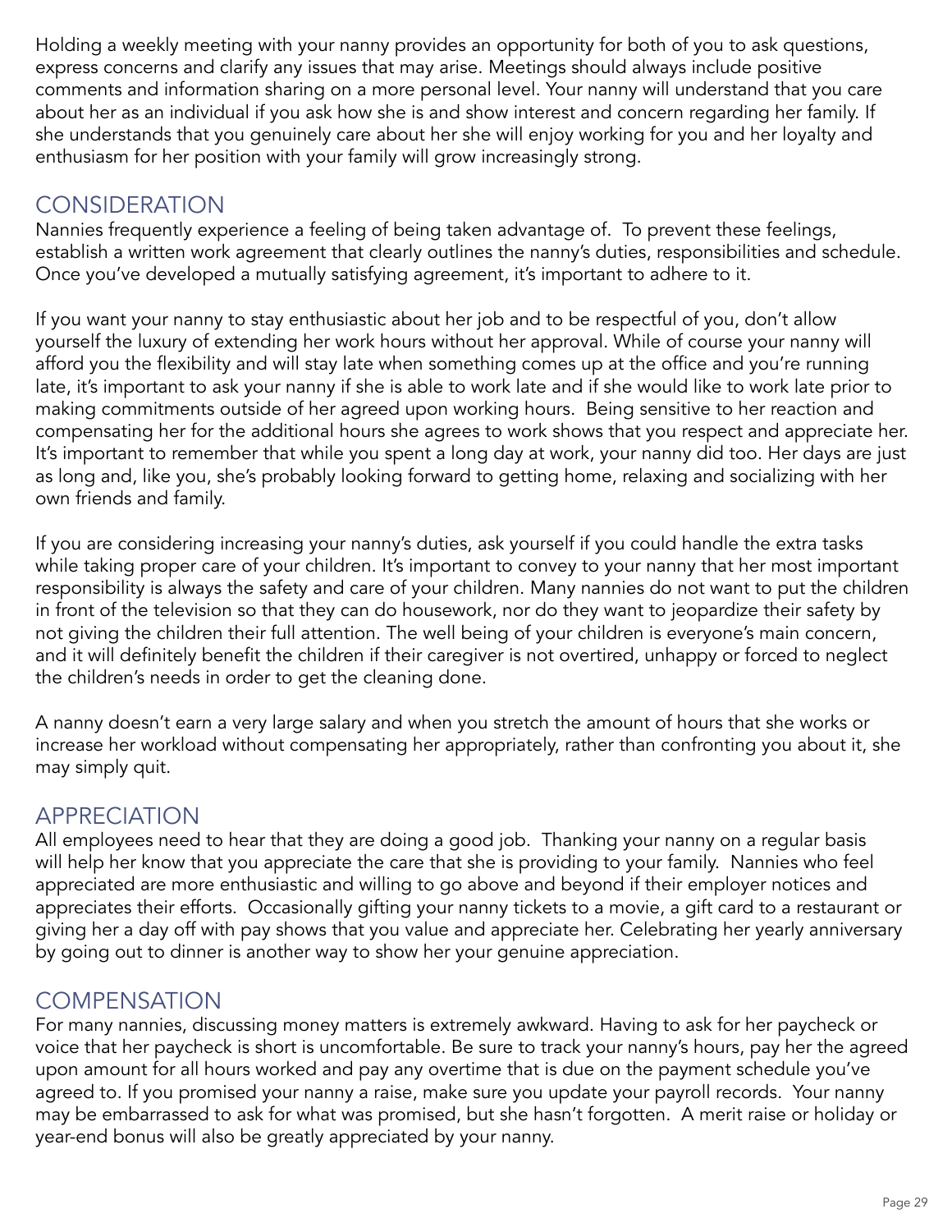Holding a weekly meeting with your nanny provides an opportunity for both of you to ask questions, express concerns and clarify any issues that may arise. Meetings should always include positive comments and information sharing on a more personal level. Your nanny will understand that you care about her as an individual if you ask how she is and show interest and concern regarding her family. If she understands that you genuinely care about her she will enjoy working for you and her loyalty and enthusiasm for her position with your family will grow increasingly strong.

## CONSIDERATION

Nannies frequently experience a feeling of being taken advantage of. To prevent these feelings, establish a written work agreement that clearly outlines the nanny's duties, responsibilities and schedule. Once you've developed a mutually satisfying agreement, it's important to adhere to it.

If you want your nanny to stay enthusiastic about her job and to be respectful of you, don't allow yourself the luxury of extending her work hours without her approval. While of course your nanny will afford you the flexibility and will stay late when something comes up at the office and you're running late, it's important to ask your nanny if she is able to work late and if she would like to work late prior to making commitments outside of her agreed upon working hours. Being sensitive to her reaction and compensating her for the additional hours she agrees to work shows that you respect and appreciate her. It's important to remember that while you spent a long day at work, your nanny did too. Her days are just as long and, like you, she's probably looking forward to getting home, relaxing and socializing with her own friends and family.

If you are considering increasing your nanny's duties, ask yourself if you could handle the extra tasks while taking proper care of your children. It's important to convey to your nanny that her most important responsibility is always the safety and care of your children. Many nannies do not want to put the children in front of the television so that they can do housework, nor do they want to jeopardize their safety by not giving the children their full attention. The well being of your children is everyone's main concern, and it will definitely benefit the children if their caregiver is not overtired, unhappy or forced to neglect the children's needs in order to get the cleaning done.

A nanny doesn't earn a very large salary and when you stretch the amount of hours that she works or increase her workload without compensating her appropriately, rather than confronting you about it, she may simply quit.

## APPRECIATION

All employees need to hear that they are doing a good job. Thanking your nanny on a regular basis will help her know that you appreciate the care that she is providing to your family. Nannies who feel appreciated are more enthusiastic and willing to go above and beyond if their employer notices and appreciates their efforts. Occasionally gifting your nanny tickets to a movie, a gift card to a restaurant or giving her a day off with pay shows that you value and appreciate her. Celebrating her yearly anniversary by going out to dinner is another way to show her your genuine appreciation.

## COMPENSATION

For many nannies, discussing money matters is extremely awkward. Having to ask for her paycheck or voice that her paycheck is short is uncomfortable. Be sure to track your nanny's hours, pay her the agreed upon amount for all hours worked and pay any overtime that is due on the payment schedule you've agreed to. If you promised your nanny a raise, make sure you update your payroll records. Your nanny may be embarrassed to ask for what was promised, but she hasn't forgotten. A merit raise or holiday or year-end bonus will also be greatly appreciated by your nanny.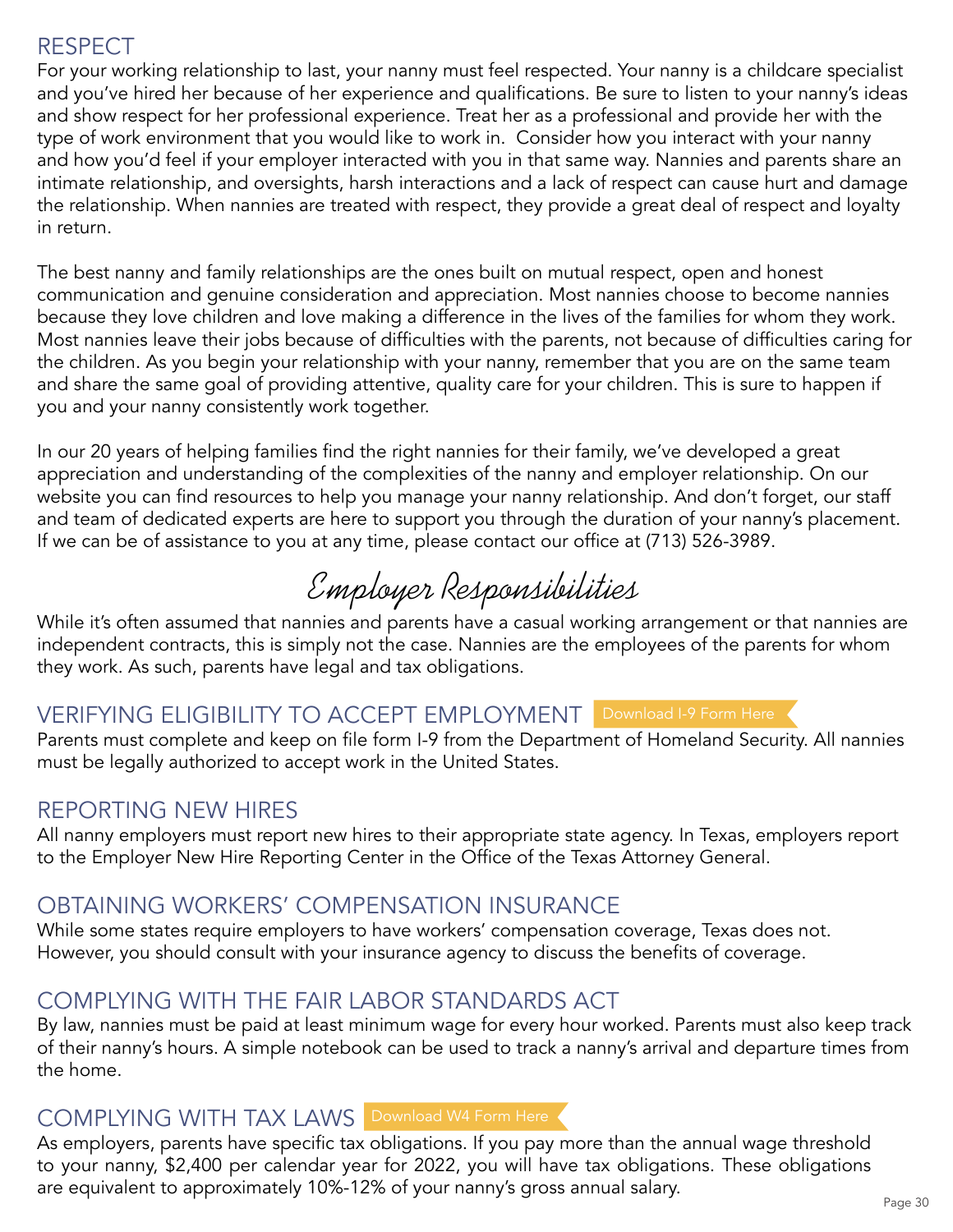## RESPECT

For your working relationship to last, your nanny must feel respected. Your nanny is a childcare specialist and you've hired her because of her experience and qualifications. Be sure to listen to your nanny's ideas and show respect for her professional experience. Treat her as a professional and provide her with the type of work environment that you would like to work in. Consider how you interact with your nanny and how you'd feel if your employer interacted with you in that same way. Nannies and parents share an intimate relationship, and oversights, harsh interactions and a lack of respect can cause hurt and damage the relationship. When nannies are treated with respect, they provide a great deal of respect and loyalty in return.

The best nanny and family relationships are the ones built on mutual respect, open and honest communication and genuine consideration and appreciation. Most nannies choose to become nannies because they love children and love making a difference in the lives of the families for whom they work. Most nannies leave their jobs because of difficulties with the parents, not because of difficulties caring for the children. As you begin your relationship with your nanny, remember that you are on the same team and share the same goal of providing attentive, quality care for your children. This is sure to happen if you and your nanny consistently work together.

In our 20 years of helping families find the right nannies for their family, we've developed a great appreciation and understanding of the complexities of the nanny and employer relationship. On our website you can find resources to help you manage your nanny relationship. And don't forget, our staff and team of dedicated experts are here to support you through the duration of your nanny's placement. If we can be of assistance to you at any time, please contact our office at (713) 526-3989.

# Employer Responsibilities

While it's often assumed that nannies and parents have a casual working arrangement or that nannies are independent contracts, this is simply not the case. Nannies are the employees of the parents for whom they work. As such, parents have legal and tax obligations.

## VERIFYING ELIGIBILITY TO ACCEPT EMPLOYMENT

Download I-9 Form Here

Parents must complete and keep on file form I-9 from the Department of Homeland Security. All nannies must be legally authorized to accept work in the United States.

## REPORTING NEW HIRES

All nanny employers must report new hires to their appropriate state agency. In Texas, employers report to the Employer New Hire Reporting Center in the Office of the Texas Attorney General.

## OBTAINING WORKERS' COMPENSATION INSURANCE

While some states require employers to have workers' compensation coverage, Texas does not. However, you should consult with your insurance agency to discuss the benefits of coverage.

## COMPLYING WITH THE FAIR LABOR STANDARDS ACT

By law, nannies must be paid at least minimum wage for every hour worked. Parents must also keep track of their nanny's hours. A simple notebook can be used to track a nanny's arrival and departure times from the home.

## COMPLYING WITH TAX LAWS

Download W4 Form Here

As employers, parents have specific tax obligations. If you pay more than the annual wage threshold to your nanny, $2,400 per calendar year for 2022, you will have tax obligations. These obligations are equivalent to approximately 10%-12% of your nanny's gross annual salary.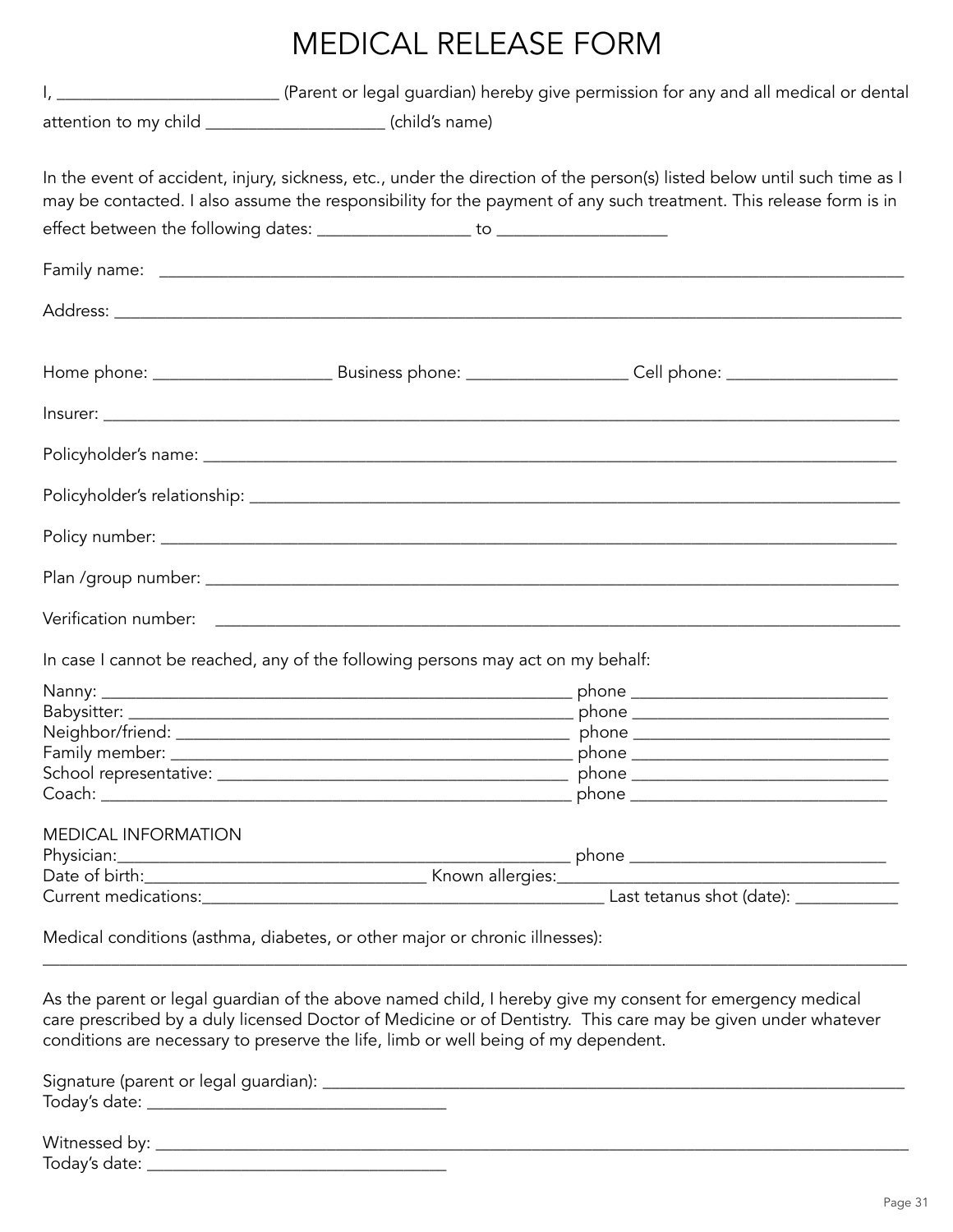# MEDICAL RELEASE FORM

I, _________________________ (Parent or legal guardian) hereby give permission for any and all medical or dental attention to my child ____________________ (child's name)

In the event of accident, injury, sickness, etc., under the direction of the person(s) listed below until such time as I may be contacted. I also assume the responsibility for the payment of any such treatment. This release form is in effect between the following dates: _________________ to ___________________

Family name: ____________________________________________________________________________________

Address: ________________________________________________________________________________________

Home phone: ____________________ Business phone: __________________ Cell phone: ___________________

Insurer: _________________________________________________________________________________________

Policyholder's name: ______________________________________________________________________________

Policyholder's relationship: _________________________________________________________________________

Policy number: ___________________________________________________________________________________

Plan /group number: ______________________________________________________________________________

Verification number: ______________________________________________________________________________

In case I cannot be reached, any of the following persons may act on my behalf:

Nanny: ________________________________________________ phone _____________________________
Babysitter: ____________________________________________ phone _____________________________
Neighbor/friend: _______________________________________ phone _____________________________
Family member: ________________________________________ phone _____________________________
School representative: __________________________________ phone _____________________________
Coach: ________________________________________________ phone _____________________________

MEDICAL INFORMATION
Physician: _____________________________________________ phone _____________________________
Date of birth: ______________________________ Known allergies: _______________________________________
Current medications: ____________________________________________ Last tetanus shot (date): ___________

Medical conditions (asthma, diabetes, or other major or chronic illnesses):
_________________________________________________________________________________________________

As the parent or legal guardian of the above named child, I hereby give my consent for emergency medical care prescribed by a duly licensed Doctor of Medicine or of Dentistry. This care may be given under whatever conditions are necessary to preserve the life, limb or well being of my dependent.

Signature (parent or legal guardian): __________________________________________________________________
Today's date: __________________________________

Witnessed by: ____________________________________________________________________________________
Today's date: __________________________________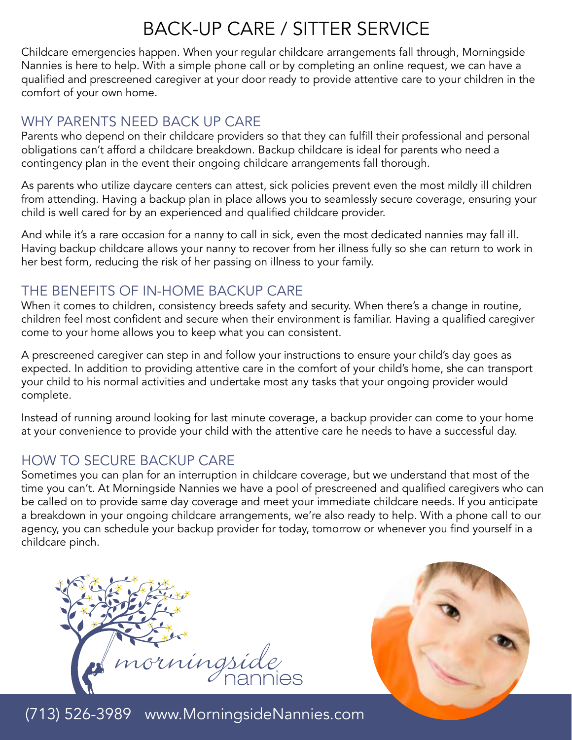# BACK-UP CARE / SITTER SERVICE

Childcare emergencies happen. When your regular childcare arrangements fall through, Morningside Nannies is here to help. With a simple phone call or by completing an online request, we can have a qualified and prescreened caregiver at your door ready to provide attentive care to your children in the comfort of your own home.

## WHY PARENTS NEED BACK UP CARE

Parents who depend on their childcare providers so that they can fulfill their professional and personal obligations can't afford a childcare breakdown. Backup childcare is ideal for parents who need a contingency plan in the event their ongoing childcare arrangements fall thorough.

As parents who utilize daycare centers can attest, sick policies prevent even the most mildly ill children from attending. Having a backup plan in place allows you to seamlessly secure coverage, ensuring your child is well cared for by an experienced and qualified childcare provider.

And while it's a rare occasion for a nanny to call in sick, even the most dedicated nannies may fall ill. Having backup childcare allows your nanny to recover from her illness fully so she can return to work in her best form, reducing the risk of her passing on illness to your family.

## THE BENEFITS OF IN-HOME BACKUP CARE

When it comes to children, consistency breeds safety and security. When there's a change in routine, children feel most confident and secure when their environment is familiar. Having a qualified caregiver come to your home allows you to keep what you can consistent.

A prescreened caregiver can step in and follow your instructions to ensure your child's day goes as expected. In addition to providing attentive care in the comfort of your child's home, she can transport your child to his normal activities and undertake most any tasks that your ongoing provider would complete.

Instead of running around looking for last minute coverage, a backup provider can come to your home at your convenience to provide your child with the attentive care he needs to have a successful day.

## HOW TO SECURE BACKUP CARE

Sometimes you can plan for an interruption in childcare coverage, but we understand that most of the time you can't. At Morningside Nannies we have a pool of prescreened and qualified caregivers who can be called on to provide same day coverage and meet your immediate childcare needs. If you anticipate a breakdown in your ongoing childcare arrangements, we're also ready to help. With a phone call to our agency, you can schedule your backup provider for today, tomorrow or whenever you find yourself in a childcare pinch.

morningside nannies

(713) 526-3989 www.MorningsideNannies.com